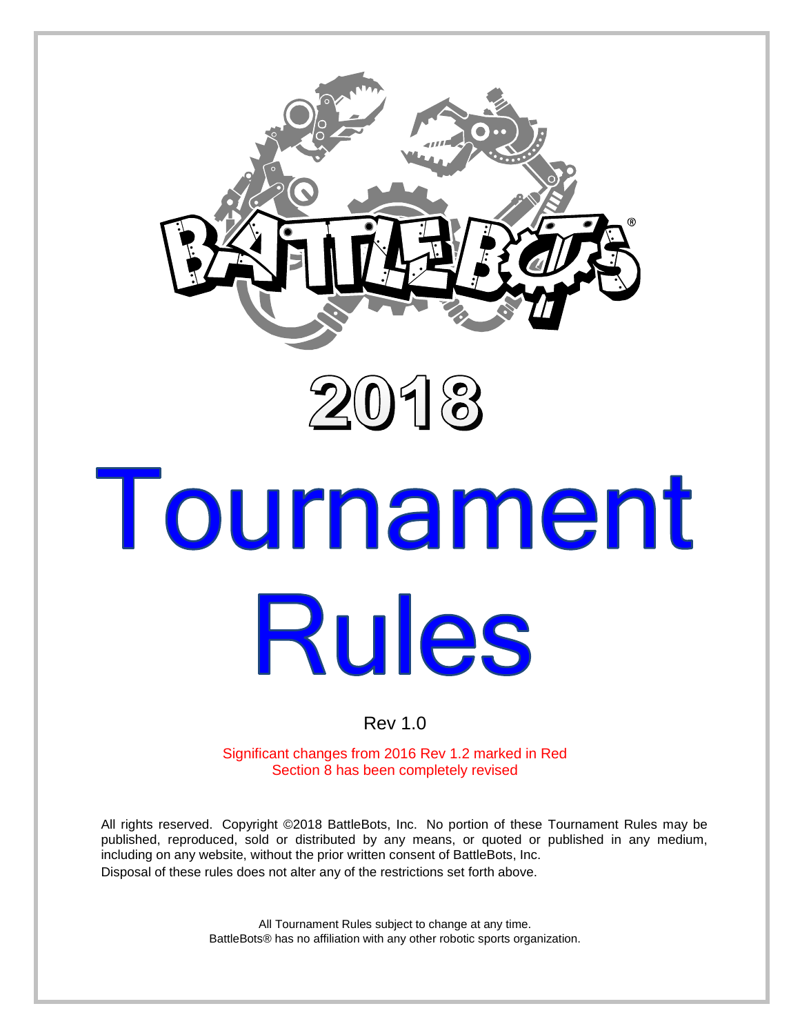# BATTLEBOTS®

# 2018

# Tournament Rules

Rev 1.0

Significant changes from 2016 Rev 1.2 marked in Red
Section 8 has been completely revised

All rights reserved. Copyright ©2018 BattleBots, Inc. No portion of these Tournament Rules may be published, reproduced, sold or distributed by any means, or quoted or published in any medium, including on any website, without the prior written consent of BattleBots, Inc.
Disposal of these rules does not alter any of the restrictions set forth above.

All Tournament Rules subject to change at any time.
BattleBots® has no affiliation with any other robotic sports organization.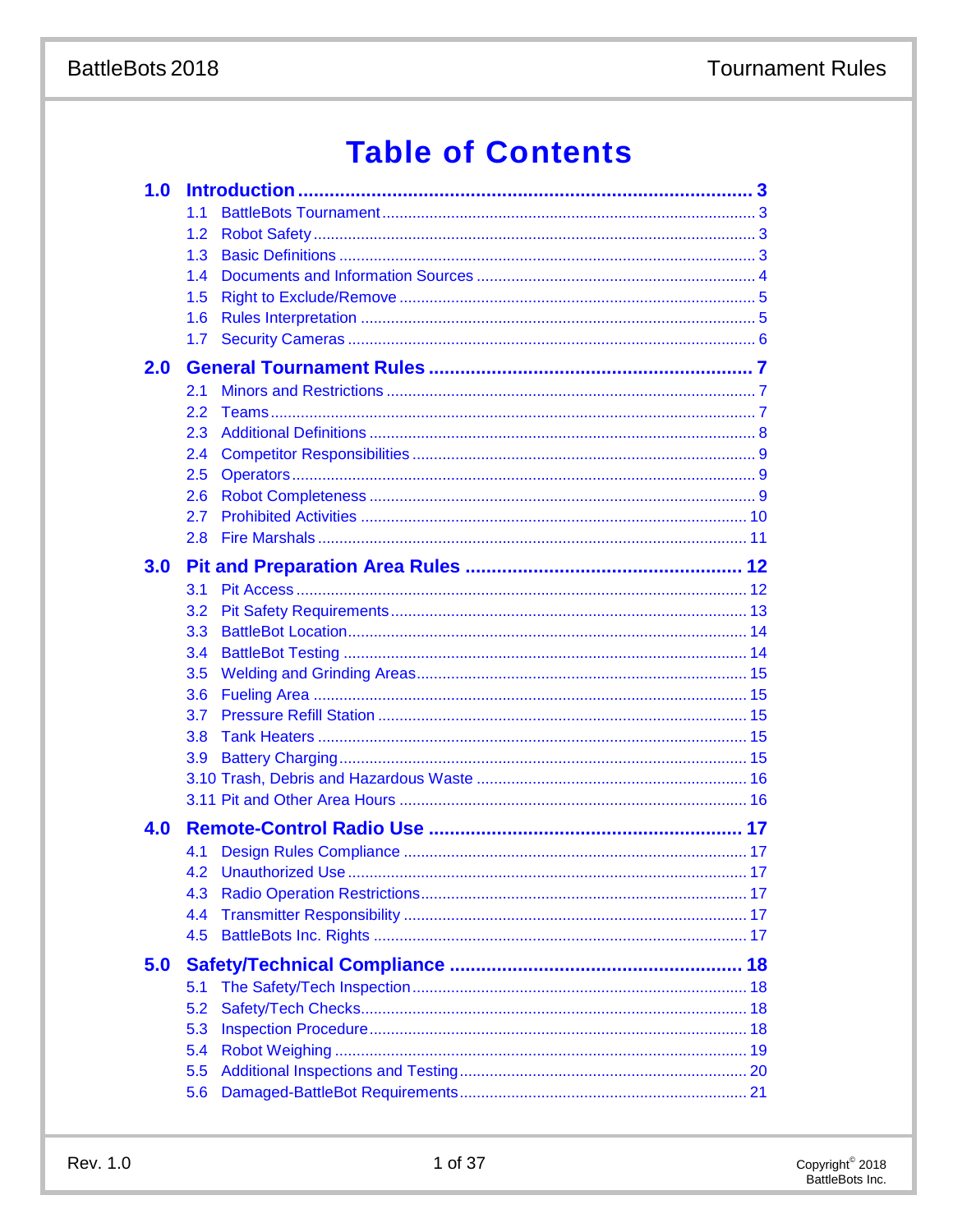# Table of Contents

**1.0 Introduction ..... 3**
- 1.1 BattleBots Tournament ..... 3
- 1.2 Robot Safety ..... 3
- 1.3 Basic Definitions ..... 3
- 1.4 Documents and Information Sources ..... 4
- 1.5 Right to Exclude/Remove ..... 5
- 1.6 Rules Interpretation ..... 5
- 1.7 Security Cameras ..... 6

**2.0 General Tournament Rules ..... 7**
- 2.1 Minors and Restrictions ..... 7
- 2.2 Teams ..... 7
- 2.3 Additional Definitions ..... 8
- 2.4 Competitor Responsibilities ..... 9
- 2.5 Operators ..... 9
- 2.6 Robot Completeness ..... 9
- 2.7 Prohibited Activities ..... 10
- 2.8 Fire Marshals ..... 11

**3.0 Pit and Preparation Area Rules ..... 12**
- 3.1 Pit Access ..... 12
- 3.2 Pit Safety Requirements ..... 13
- 3.3 BattleBot Location ..... 14
- 3.4 BattleBot Testing ..... 14
- 3.5 Welding and Grinding Areas ..... 15
- 3.6 Fueling Area ..... 15
- 3.7 Pressure Refill Station ..... 15
- 3.8 Tank Heaters ..... 15
- 3.9 Battery Charging ..... 15
- 3.10 Trash, Debris and Hazardous Waste ..... 16
- 3.11 Pit and Other Area Hours ..... 16

**4.0 Remote-Control Radio Use ..... 17**
- 4.1 Design Rules Compliance ..... 17
- 4.2 Unauthorized Use ..... 17
- 4.3 Radio Operation Restrictions ..... 17
- 4.4 Transmitter Responsibility ..... 17
- 4.5 BattleBots Inc. Rights ..... 17

**5.0 Safety/Technical Compliance ..... 18**
- 5.1 The Safety/Tech Inspection ..... 18
- 5.2 Safety/Tech Checks ..... 18
- 5.3 Inspection Procedure ..... 18
- 5.4 Robot Weighing ..... 19
- 5.5 Additional Inspections and Testing ..... 20
- 5.6 Damaged-BattleBot Requirements ..... 21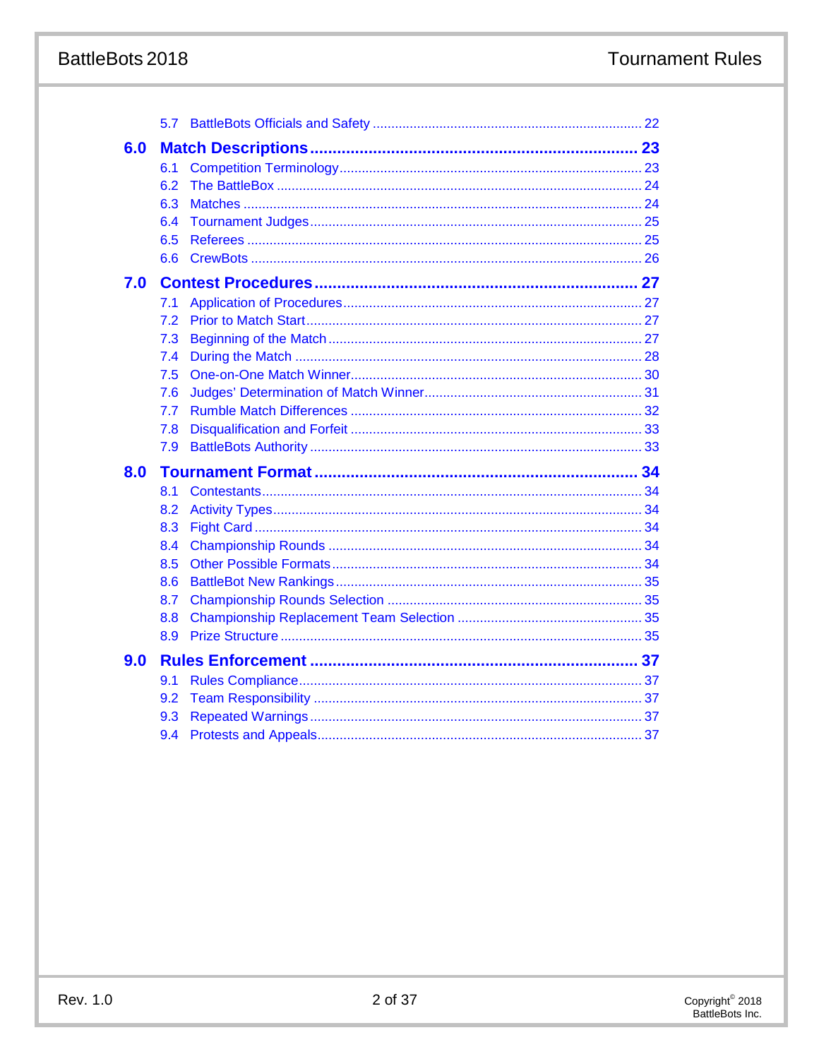5.7 BattleBots Officials and Safety ........................................................................ 22

**6.0 Match Descriptions ........................................................................ 23**

6.1 Competition Terminology ........................................................................ 23

6.2 The BattleBox ........................................................................ 24

6.3 Matches ........................................................................ 24

6.4 Tournament Judges ........................................................................ 25

6.5 Referees ........................................................................ 25

6.6 CrewBots ........................................................................ 26

**7.0 Contest Procedures ........................................................................ 27**

7.1 Application of Procedures ........................................................................ 27

7.2 Prior to Match Start ........................................................................ 27

7.3 Beginning of the Match ........................................................................ 27

7.4 During the Match ........................................................................ 28

7.5 One-on-One Match Winner ........................................................................ 30

7.6 Judges' Determination of Match Winner ........................................................................ 31

7.7 Rumble Match Differences ........................................................................ 32

7.8 Disqualification and Forfeit ........................................................................ 33

7.9 BattleBots Authority ........................................................................ 33

**8.0 Tournament Format ........................................................................ 34**

8.1 Contestants ........................................................................ 34

8.2 Activity Types ........................................................................ 34

8.3 Fight Card ........................................................................ 34

8.4 Championship Rounds ........................................................................ 34

8.5 Other Possible Formats ........................................................................ 34

8.6 BattleBot New Rankings ........................................................................ 35

8.7 Championship Rounds Selection ........................................................................ 35

8.8 Championship Replacement Team Selection ........................................................................ 35

8.9 Prize Structure ........................................................................ 35

**9.0 Rules Enforcement ........................................................................ 37**

9.1 Rules Compliance ........................................................................ 37

9.2 Team Responsibility ........................................................................ 37

9.3 Repeated Warnings ........................................................................ 37

9.4 Protests and Appeals ........................................................................ 37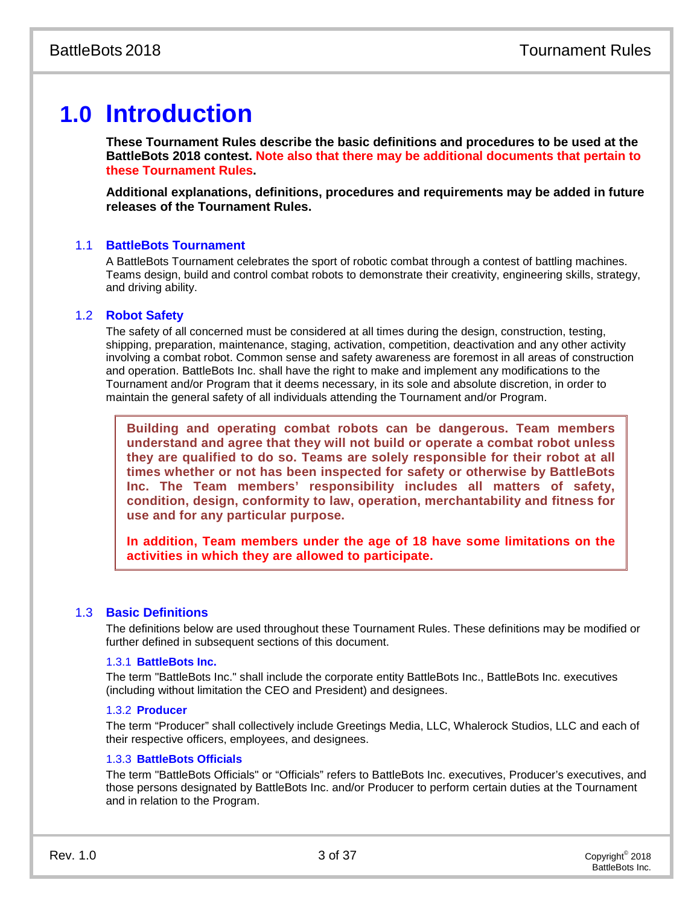# 1.0 Introduction

**These Tournament Rules describe the basic definitions and procedures to be used at the BattleBots 2018 contest. Note also that there may be additional documents that pertain to these Tournament Rules.**

**Additional explanations, definitions, procedures and requirements may be added in future releases of the Tournament Rules.**

## 1.1 BattleBots Tournament

A BattleBots Tournament celebrates the sport of robotic combat through a contest of battling machines. Teams design, build and control combat robots to demonstrate their creativity, engineering skills, strategy, and driving ability.

## 1.2 Robot Safety

The safety of all concerned must be considered at all times during the design, construction, testing, shipping, preparation, maintenance, staging, activation, competition, deactivation and any other activity involving a combat robot. Common sense and safety awareness are foremost in all areas of construction and operation. BattleBots Inc. shall have the right to make and implement any modifications to the Tournament and/or Program that it deems necessary, in its sole and absolute discretion, in order to maintain the general safety of all individuals attending the Tournament and/or Program.

> **Building and operating combat robots can be dangerous. Team members understand and agree that they will not build or operate a combat robot unless they are qualified to do so. Teams are solely responsible for their robot at all times whether or not has been inspected for safety or otherwise by BattleBots Inc. The Team members' responsibility includes all matters of safety, condition, design, conformity to law, operation, merchantability and fitness for use and for any particular purpose.**
>
> **In addition, Team members under the age of 18 have some limitations on the activities in which they are allowed to participate.**

## 1.3 Basic Definitions

The definitions below are used throughout these Tournament Rules. These definitions may be modified or further defined in subsequent sections of this document.

### 1.3.1 BattleBots Inc.

The term "BattleBots Inc." shall include the corporate entity BattleBots Inc., BattleBots Inc. executives (including without limitation the CEO and President) and designees.

### 1.3.2 Producer

The term "Producer" shall collectively include Greetings Media, LLC, Whalerock Studios, LLC and each of their respective officers, employees, and designees.

### 1.3.3 BattleBots Officials

The term "BattleBots Officials" or "Officials" refers to BattleBots Inc. executives, Producer's executives, and those persons designated by BattleBots Inc. and/or Producer to perform certain duties at the Tournament and in relation to the Program.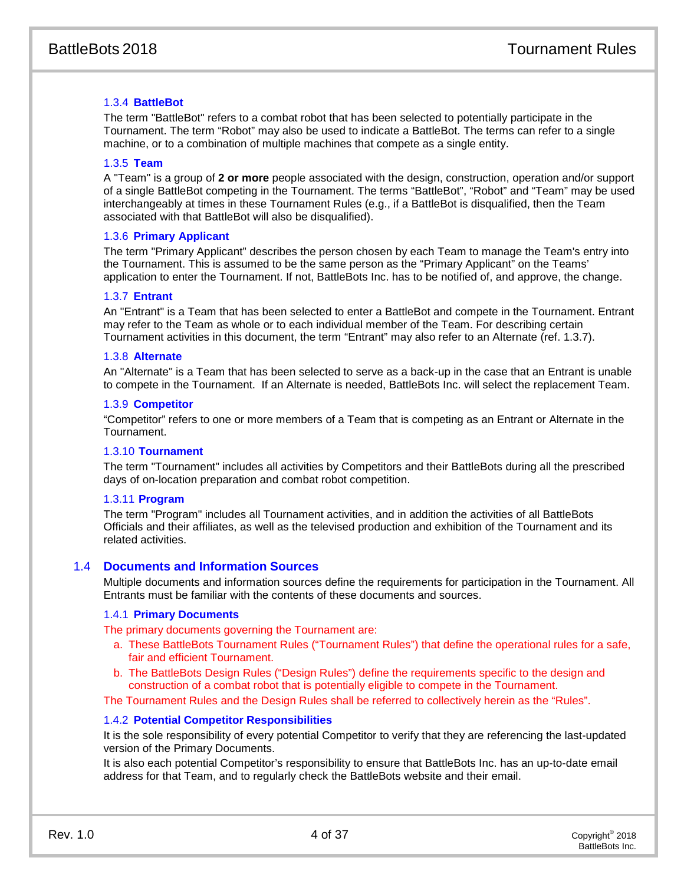#### 1.3.4 BattleBot

The term "BattleBot" refers to a combat robot that has been selected to potentially participate in the Tournament. The term "Robot" may also be used to indicate a BattleBot. The terms can refer to a single machine, or to a combination of multiple machines that compete as a single entity.

#### 1.3.5 Team

A "Team" is a group of **2 or more** people associated with the design, construction, operation and/or support of a single BattleBot competing in the Tournament. The terms "BattleBot", "Robot" and "Team" may be used interchangeably at times in these Tournament Rules (e.g., if a BattleBot is disqualified, then the Team associated with that BattleBot will also be disqualified).

#### 1.3.6 Primary Applicant

The term "Primary Applicant" describes the person chosen by each Team to manage the Team's entry into the Tournament. This is assumed to be the same person as the "Primary Applicant" on the Teams' application to enter the Tournament. If not, BattleBots Inc. has to be notified of, and approve, the change.

#### 1.3.7 Entrant

An "Entrant" is a Team that has been selected to enter a BattleBot and compete in the Tournament. Entrant may refer to the Team as whole or to each individual member of the Team. For describing certain Tournament activities in this document, the term "Entrant" may also refer to an Alternate (ref. 1.3.7).

#### 1.3.8 Alternate

An "Alternate" is a Team that has been selected to serve as a back-up in the case that an Entrant is unable to compete in the Tournament. If an Alternate is needed, BattleBots Inc. will select the replacement Team.

#### 1.3.9 Competitor

"Competitor" refers to one or more members of a Team that is competing as an Entrant or Alternate in the Tournament.

#### 1.3.10 Tournament

The term "Tournament" includes all activities by Competitors and their BattleBots during all the prescribed days of on-location preparation and combat robot competition.

#### 1.3.11 Program

The term "Program" includes all Tournament activities, and in addition the activities of all BattleBots Officials and their affiliates, as well as the televised production and exhibition of the Tournament and its related activities.

### 1.4 Documents and Information Sources

Multiple documents and information sources define the requirements for participation in the Tournament. All Entrants must be familiar with the contents of these documents and sources.

#### 1.4.1 Primary Documents

The primary documents governing the Tournament are:

a. These BattleBots Tournament Rules ("Tournament Rules") that define the operational rules for a safe, fair and efficient Tournament.
b. The BattleBots Design Rules ("Design Rules") define the requirements specific to the design and construction of a combat robot that is potentially eligible to compete in the Tournament.

The Tournament Rules and the Design Rules shall be referred to collectively herein as the "Rules".

#### 1.4.2 Potential Competitor Responsibilities

It is the sole responsibility of every potential Competitor to verify that they are referencing the last-updated version of the Primary Documents.

It is also each potential Competitor's responsibility to ensure that BattleBots Inc. has an up-to-date email address for that Team, and to regularly check the BattleBots website and their email.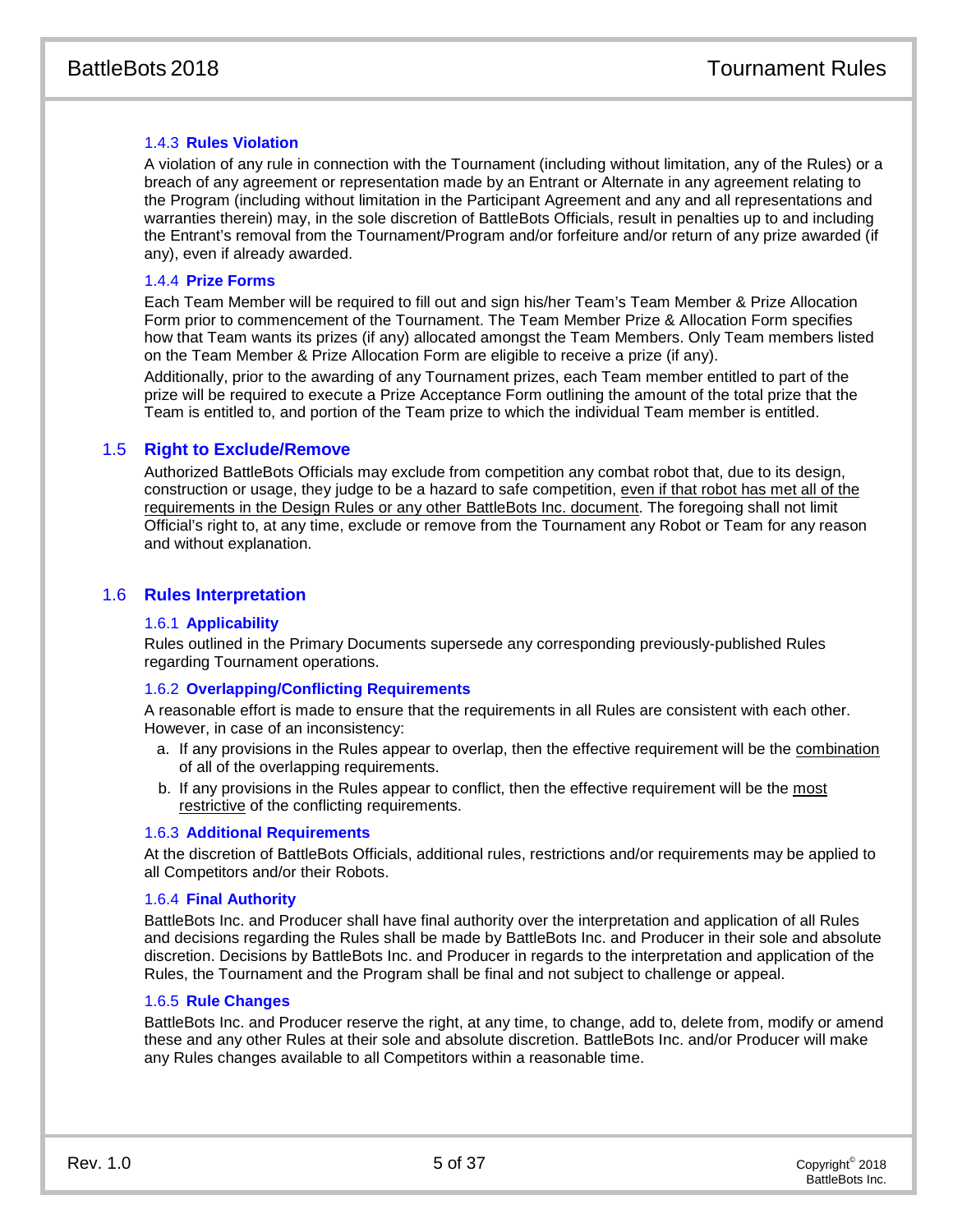#### 1.4.3 Rules Violation

A violation of any rule in connection with the Tournament (including without limitation, any of the Rules) or a breach of any agreement or representation made by an Entrant or Alternate in any agreement relating to the Program (including without limitation in the Participant Agreement and any and all representations and warranties therein) may, in the sole discretion of BattleBots Officials, result in penalties up to and including the Entrant's removal from the Tournament/Program and/or forfeiture and/or return of any prize awarded (if any), even if already awarded.

#### 1.4.4 Prize Forms

Each Team Member will be required to fill out and sign his/her Team's Team Member & Prize Allocation Form prior to commencement of the Tournament. The Team Member Prize & Allocation Form specifies how that Team wants its prizes (if any) allocated amongst the Team Members. Only Team members listed on the Team Member & Prize Allocation Form are eligible to receive a prize (if any).

Additionally, prior to the awarding of any Tournament prizes, each Team member entitled to part of the prize will be required to execute a Prize Acceptance Form outlining the amount of the total prize that the Team is entitled to, and portion of the Team prize to which the individual Team member is entitled.

### 1.5 Right to Exclude/Remove

Authorized BattleBots Officials may exclude from competition any combat robot that, due to its design, construction or usage, they judge to be a hazard to safe competition, <u>even if that robot has met all of the requirements in the Design Rules or any other BattleBots Inc. document</u>. The foregoing shall not limit Official's right to, at any time, exclude or remove from the Tournament any Robot or Team for any reason and without explanation.

### 1.6 Rules Interpretation

#### 1.6.1 Applicability

Rules outlined in the Primary Documents supersede any corresponding previously-published Rules regarding Tournament operations.

#### 1.6.2 Overlapping/Conflicting Requirements

A reasonable effort is made to ensure that the requirements in all Rules are consistent with each other. However, in case of an inconsistency:

a. If any provisions in the Rules appear to overlap, then the effective requirement will be the <u>combination</u> of all of the overlapping requirements.
b. If any provisions in the Rules appear to conflict, then the effective requirement will be the <u>most restrictive</u> of the conflicting requirements.

#### 1.6.3 Additional Requirements

At the discretion of BattleBots Officials, additional rules, restrictions and/or requirements may be applied to all Competitors and/or their Robots.

#### 1.6.4 Final Authority

BattleBots Inc. and Producer shall have final authority over the interpretation and application of all Rules and decisions regarding the Rules shall be made by BattleBots Inc. and Producer in their sole and absolute discretion. Decisions by BattleBots Inc. and Producer in regards to the interpretation and application of the Rules, the Tournament and the Program shall be final and not subject to challenge or appeal.

#### 1.6.5 Rule Changes

BattleBots Inc. and Producer reserve the right, at any time, to change, add to, delete from, modify or amend these and any other Rules at their sole and absolute discretion. BattleBots Inc. and/or Producer will make any Rules changes available to all Competitors within a reasonable time.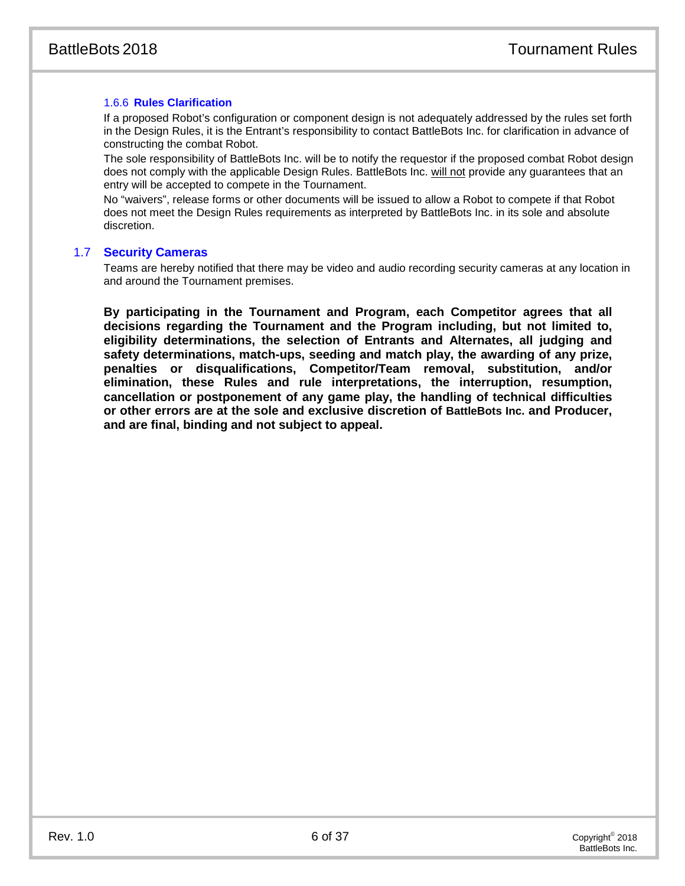#### 1.6.6 Rules Clarification

If a proposed Robot's configuration or component design is not adequately addressed by the rules set forth in the Design Rules, it is the Entrant's responsibility to contact BattleBots Inc. for clarification in advance of constructing the combat Robot.

The sole responsibility of BattleBots Inc. will be to notify the requestor if the proposed combat Robot design does not comply with the applicable Design Rules. BattleBots Inc. will not provide any guarantees that an entry will be accepted to compete in the Tournament.

No "waivers", release forms or other documents will be issued to allow a Robot to compete if that Robot does not meet the Design Rules requirements as interpreted by BattleBots Inc. in its sole and absolute discretion.

### 1.7 Security Cameras

Teams are hereby notified that there may be video and audio recording security cameras at any location in and around the Tournament premises.

**By participating in the Tournament and Program, each Competitor agrees that all decisions regarding the Tournament and the Program including, but not limited to, eligibility determinations, the selection of Entrants and Alternates, all judging and safety determinations, match-ups, seeding and match play, the awarding of any prize, penalties or disqualifications, Competitor/Team removal, substitution, and/or elimination, these Rules and rule interpretations, the interruption, resumption, cancellation or postponement of any game play, the handling of technical difficulties or other errors are at the sole and exclusive discretion of BattleBots Inc. and Producer, and are final, binding and not subject to appeal.**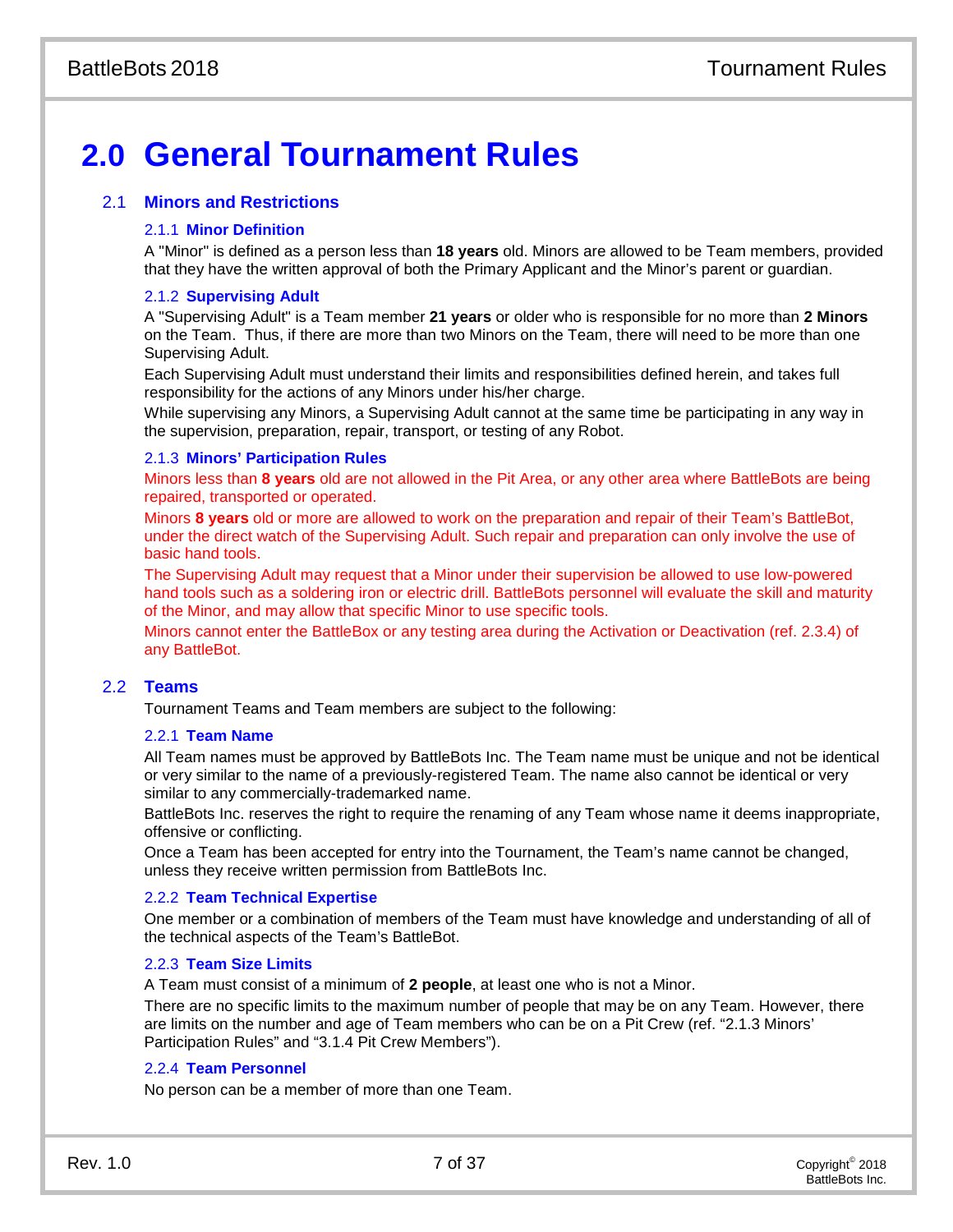# 2.0 General Tournament Rules

## 2.1 Minors and Restrictions

### 2.1.1 Minor Definition

A "Minor" is defined as a person less than **18 years** old. Minors are allowed to be Team members, provided that they have the written approval of both the Primary Applicant and the Minor's parent or guardian.

### 2.1.2 Supervising Adult

A "Supervising Adult" is a Team member **21 years** or older who is responsible for no more than **2 Minors** on the Team. Thus, if there are more than two Minors on the Team, there will need to be more than one Supervising Adult.

Each Supervising Adult must understand their limits and responsibilities defined herein, and takes full responsibility for the actions of any Minors under his/her charge.

While supervising any Minors, a Supervising Adult cannot at the same time be participating in any way in the supervision, preparation, repair, transport, or testing of any Robot.

### 2.1.3 Minors' Participation Rules

Minors less than **8 years** old are not allowed in the Pit Area, or any other area where BattleBots are being repaired, transported or operated.

Minors **8 years** old or more are allowed to work on the preparation and repair of their Team's BattleBot, under the direct watch of the Supervising Adult. Such repair and preparation can only involve the use of basic hand tools.

The Supervising Adult may request that a Minor under their supervision be allowed to use low-powered hand tools such as a soldering iron or electric drill. BattleBots personnel will evaluate the skill and maturity of the Minor, and may allow that specific Minor to use specific tools.

Minors cannot enter the BattleBox or any testing area during the Activation or Deactivation (ref. 2.3.4) of any BattleBot.

## 2.2 Teams

Tournament Teams and Team members are subject to the following:

### 2.2.1 Team Name

All Team names must be approved by BattleBots Inc. The Team name must be unique and not be identical or very similar to the name of a previously-registered Team. The name also cannot be identical or very similar to any commercially-trademarked name.

BattleBots Inc. reserves the right to require the renaming of any Team whose name it deems inappropriate, offensive or conflicting.

Once a Team has been accepted for entry into the Tournament, the Team's name cannot be changed, unless they receive written permission from BattleBots Inc.

### 2.2.2 Team Technical Expertise

One member or a combination of members of the Team must have knowledge and understanding of all of the technical aspects of the Team's BattleBot.

### 2.2.3 Team Size Limits

A Team must consist of a minimum of **2 people**, at least one who is not a Minor.

There are no specific limits to the maximum number of people that may be on any Team. However, there are limits on the number and age of Team members who can be on a Pit Crew (ref. "2.1.3 Minors' Participation Rules" and "3.1.4 Pit Crew Members").

### 2.2.4 Team Personnel

No person can be a member of more than one Team.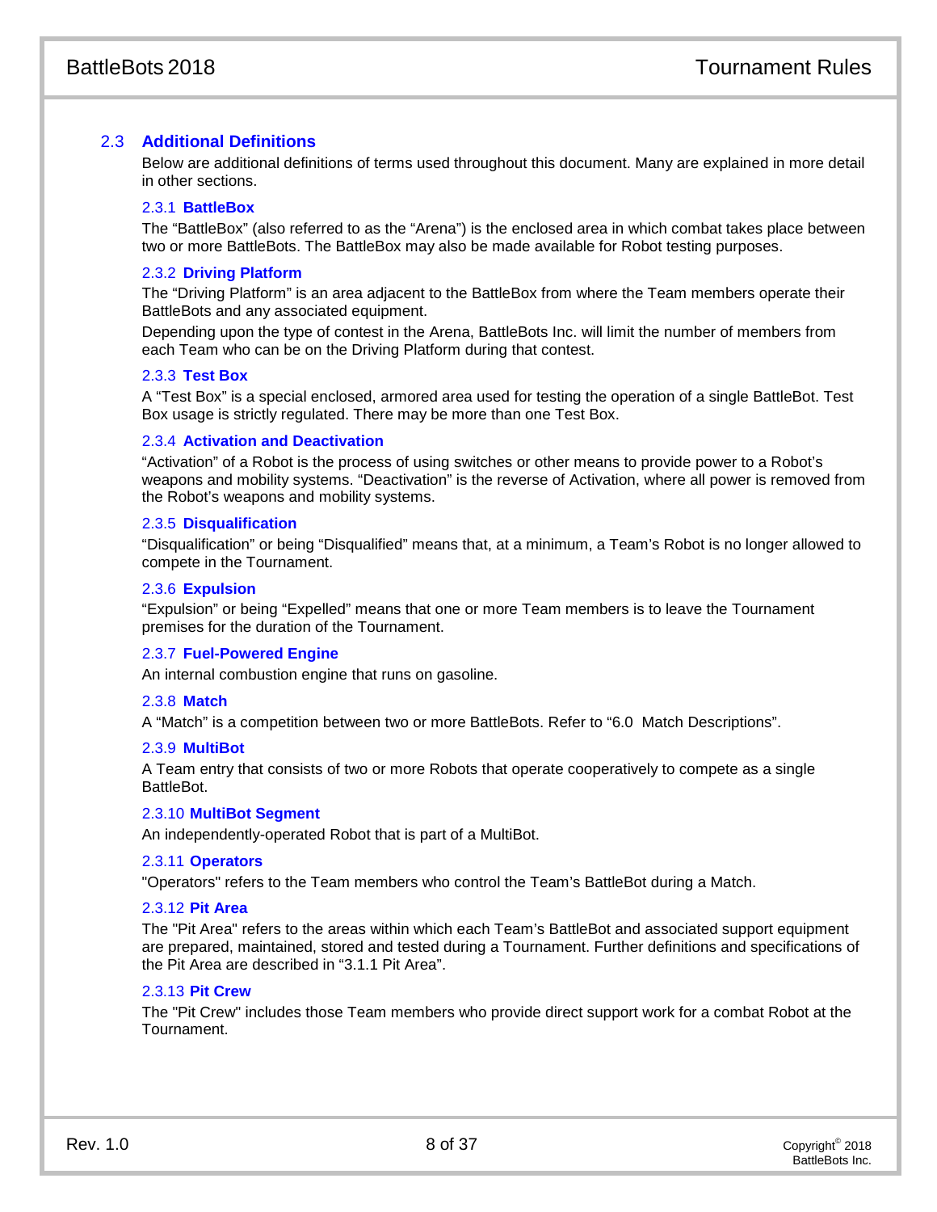## 2.3 Additional Definitions

Below are additional definitions of terms used throughout this document. Many are explained in more detail in other sections.

### 2.3.1 BattleBox

The “BattleBox” (also referred to as the “Arena”) is the enclosed area in which combat takes place between two or more BattleBots. The BattleBox may also be made available for Robot testing purposes.

### 2.3.2 Driving Platform

The “Driving Platform” is an area adjacent to the BattleBox from where the Team members operate their BattleBots and any associated equipment.

Depending upon the type of contest in the Arena, BattleBots Inc. will limit the number of members from each Team who can be on the Driving Platform during that contest.

### 2.3.3 Test Box

A “Test Box” is a special enclosed, armored area used for testing the operation of a single BattleBot. Test Box usage is strictly regulated. There may be more than one Test Box.

### 2.3.4 Activation and Deactivation

“Activation” of a Robot is the process of using switches or other means to provide power to a Robot’s weapons and mobility systems. “Deactivation” is the reverse of Activation, where all power is removed from the Robot’s weapons and mobility systems.

### 2.3.5 Disqualification

“Disqualification” or being “Disqualified” means that, at a minimum, a Team’s Robot is no longer allowed to compete in the Tournament.

### 2.3.6 Expulsion

“Expulsion” or being “Expelled” means that one or more Team members is to leave the Tournament premises for the duration of the Tournament.

### 2.3.7 Fuel-Powered Engine

An internal combustion engine that runs on gasoline.

### 2.3.8 Match

A “Match” is a competition between two or more BattleBots. Refer to “6.0 Match Descriptions”.

### 2.3.9 MultiBot

A Team entry that consists of two or more Robots that operate cooperatively to compete as a single BattleBot.

### 2.3.10 MultiBot Segment

An independently-operated Robot that is part of a MultiBot.

### 2.3.11 Operators

"Operators" refers to the Team members who control the Team’s BattleBot during a Match.

### 2.3.12 Pit Area

The "Pit Area" refers to the areas within which each Team’s BattleBot and associated support equipment are prepared, maintained, stored and tested during a Tournament. Further definitions and specifications of the Pit Area are described in “3.1.1 Pit Area”.

### 2.3.13 Pit Crew

The "Pit Crew" includes those Team members who provide direct support work for a combat Robot at the Tournament.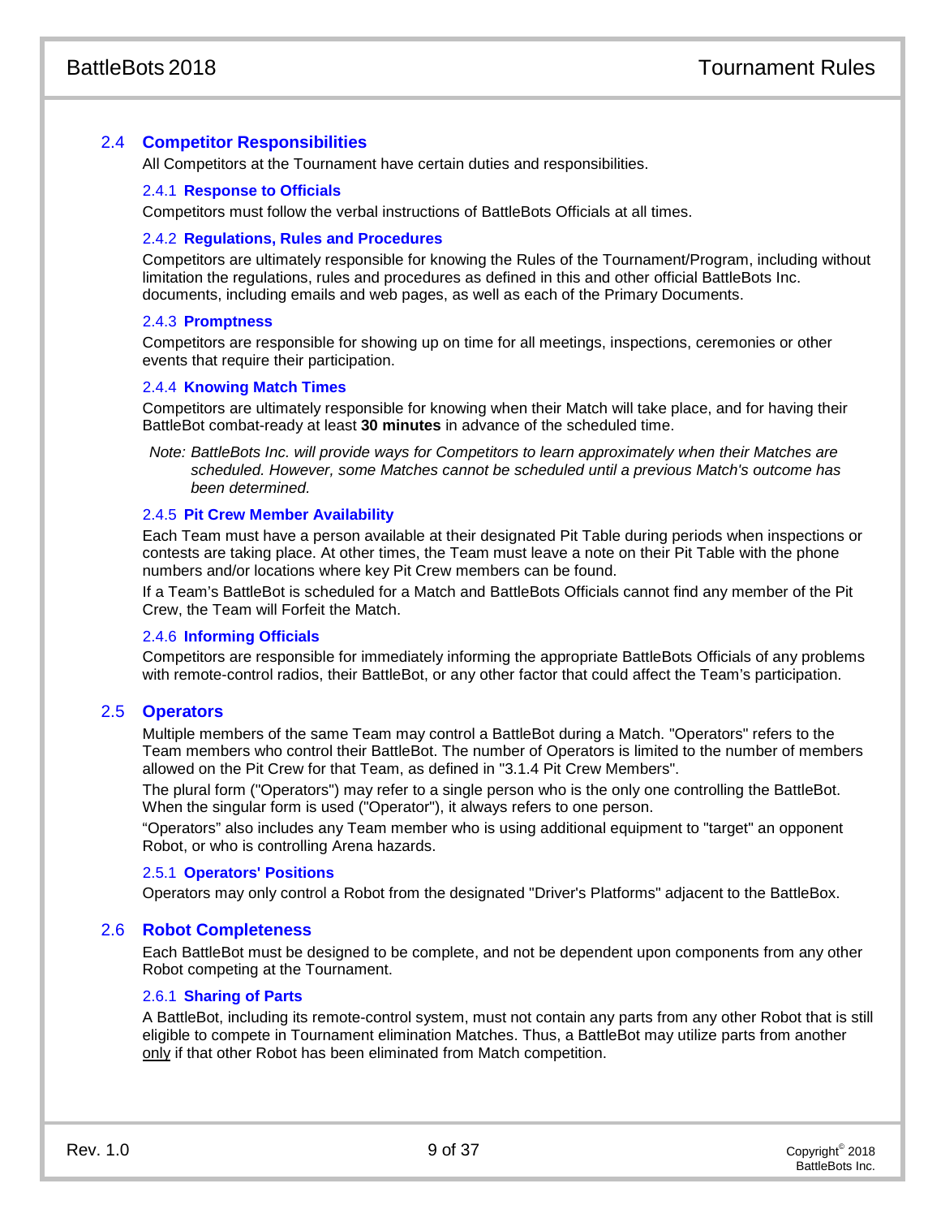## 2.4 Competitor Responsibilities

All Competitors at the Tournament have certain duties and responsibilities.

### 2.4.1 Response to Officials

Competitors must follow the verbal instructions of BattleBots Officials at all times.

### 2.4.2 Regulations, Rules and Procedures

Competitors are ultimately responsible for knowing the Rules of the Tournament/Program, including without limitation the regulations, rules and procedures as defined in this and other official BattleBots Inc. documents, including emails and web pages, as well as each of the Primary Documents.

### 2.4.3 Promptness

Competitors are responsible for showing up on time for all meetings, inspections, ceremonies or other events that require their participation.

### 2.4.4 Knowing Match Times

Competitors are ultimately responsible for knowing when their Match will take place, and for having their BattleBot combat-ready at least **30 minutes** in advance of the scheduled time.

*Note: BattleBots Inc. will provide ways for Competitors to learn approximately when their Matches are scheduled. However, some Matches cannot be scheduled until a previous Match's outcome has been determined.*

### 2.4.5 Pit Crew Member Availability

Each Team must have a person available at their designated Pit Table during periods when inspections or contests are taking place. At other times, the Team must leave a note on their Pit Table with the phone numbers and/or locations where key Pit Crew members can be found.

If a Team's BattleBot is scheduled for a Match and BattleBots Officials cannot find any member of the Pit Crew, the Team will Forfeit the Match.

### 2.4.6 Informing Officials

Competitors are responsible for immediately informing the appropriate BattleBots Officials of any problems with remote-control radios, their BattleBot, or any other factor that could affect the Team's participation.

## 2.5 Operators

Multiple members of the same Team may control a BattleBot during a Match. "Operators" refers to the Team members who control their BattleBot. The number of Operators is limited to the number of members allowed on the Pit Crew for that Team, as defined in "3.1.4 Pit Crew Members".

The plural form ("Operators") may refer to a single person who is the only one controlling the BattleBot. When the singular form is used ("Operator"), it always refers to one person.

"Operators" also includes any Team member who is using additional equipment to "target" an opponent Robot, or who is controlling Arena hazards.

### 2.5.1 Operators' Positions

Operators may only control a Robot from the designated "Driver's Platforms" adjacent to the BattleBox.

## 2.6 Robot Completeness

Each BattleBot must be designed to be complete, and not be dependent upon components from any other Robot competing at the Tournament.

### 2.6.1 Sharing of Parts

A BattleBot, including its remote-control system, must not contain any parts from any other Robot that is still eligible to compete in Tournament elimination Matches. Thus, a BattleBot may utilize parts from another only if that other Robot has been eliminated from Match competition.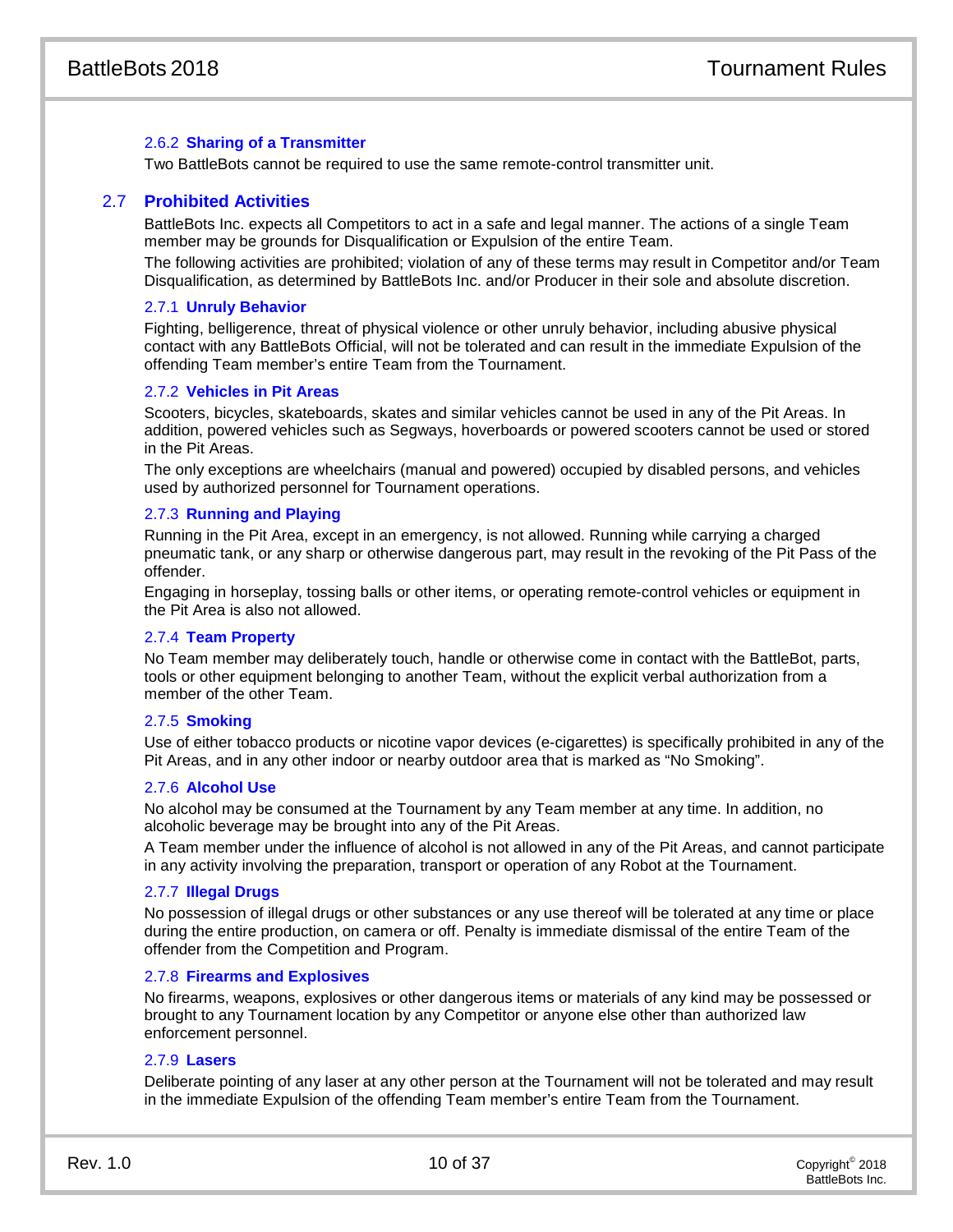### 2.6.2 Sharing of a Transmitter

Two BattleBots cannot be required to use the same remote-control transmitter unit.

## 2.7 Prohibited Activities

BattleBots Inc. expects all Competitors to act in a safe and legal manner. The actions of a single Team member may be grounds for Disqualification or Expulsion of the entire Team.

The following activities are prohibited; violation of any of these terms may result in Competitor and/or Team Disqualification, as determined by BattleBots Inc. and/or Producer in their sole and absolute discretion.

### 2.7.1 Unruly Behavior

Fighting, belligerence, threat of physical violence or other unruly behavior, including abusive physical contact with any BattleBots Official, will not be tolerated and can result in the immediate Expulsion of the offending Team member's entire Team from the Tournament.

### 2.7.2 Vehicles in Pit Areas

Scooters, bicycles, skateboards, skates and similar vehicles cannot be used in any of the Pit Areas. In addition, powered vehicles such as Segways, hoverboards or powered scooters cannot be used or stored in the Pit Areas.

The only exceptions are wheelchairs (manual and powered) occupied by disabled persons, and vehicles used by authorized personnel for Tournament operations.

### 2.7.3 Running and Playing

Running in the Pit Area, except in an emergency, is not allowed. Running while carrying a charged pneumatic tank, or any sharp or otherwise dangerous part, may result in the revoking of the Pit Pass of the offender.

Engaging in horseplay, tossing balls or other items, or operating remote-control vehicles or equipment in the Pit Area is also not allowed.

### 2.7.4 Team Property

No Team member may deliberately touch, handle or otherwise come in contact with the BattleBot, parts, tools or other equipment belonging to another Team, without the explicit verbal authorization from a member of the other Team.

### 2.7.5 Smoking

Use of either tobacco products or nicotine vapor devices (e-cigarettes) is specifically prohibited in any of the Pit Areas, and in any other indoor or nearby outdoor area that is marked as "No Smoking".

### 2.7.6 Alcohol Use

No alcohol may be consumed at the Tournament by any Team member at any time. In addition, no alcoholic beverage may be brought into any of the Pit Areas.

A Team member under the influence of alcohol is not allowed in any of the Pit Areas, and cannot participate in any activity involving the preparation, transport or operation of any Robot at the Tournament.

### 2.7.7 Illegal Drugs

No possession of illegal drugs or other substances or any use thereof will be tolerated at any time or place during the entire production, on camera or off. Penalty is immediate dismissal of the entire Team of the offender from the Competition and Program.

### 2.7.8 Firearms and Explosives

No firearms, weapons, explosives or other dangerous items or materials of any kind may be possessed or brought to any Tournament location by any Competitor or anyone else other than authorized law enforcement personnel.

### 2.7.9 Lasers

Deliberate pointing of any laser at any other person at the Tournament will not be tolerated and may result in the immediate Expulsion of the offending Team member's entire Team from the Tournament.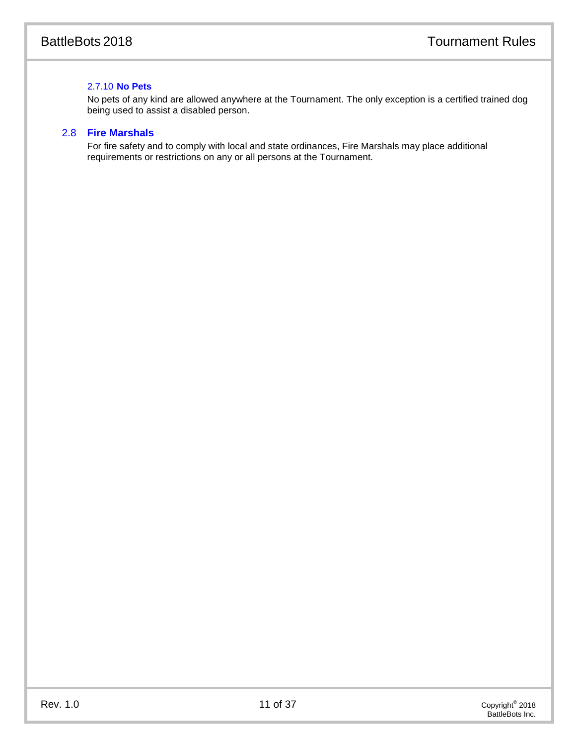#### 2.7.10 No Pets

No pets of any kind are allowed anywhere at the Tournament. The only exception is a certified trained dog being used to assist a disabled person.

### 2.8 Fire Marshals

For fire safety and to comply with local and state ordinances, Fire Marshals may place additional requirements or restrictions on any or all persons at the Tournament.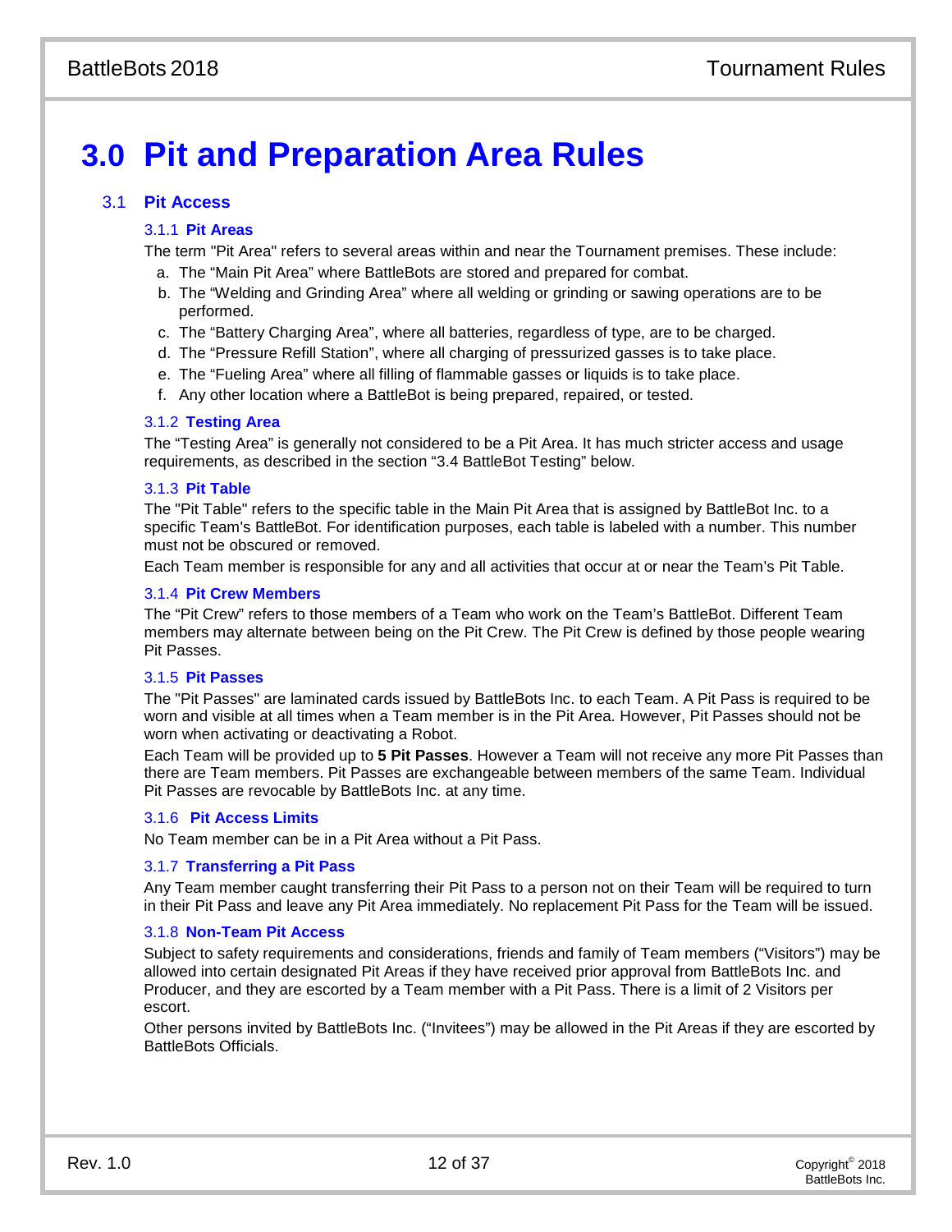# 3.0 Pit and Preparation Area Rules

## 3.1 Pit Access

### 3.1.1 Pit Areas

The term "Pit Area" refers to several areas within and near the Tournament premises. These include:

a. The “Main Pit Area” where BattleBots are stored and prepared for combat.
b. The “Welding and Grinding Area” where all welding or grinding or sawing operations are to be performed.
c. The “Battery Charging Area”, where all batteries, regardless of type, are to be charged.
d. The “Pressure Refill Station”, where all charging of pressurized gasses is to take place.
e. The “Fueling Area” where all filling of flammable gasses or liquids is to take place.
f. Any other location where a BattleBot is being prepared, repaired, or tested.

### 3.1.2 Testing Area

The “Testing Area” is generally not considered to be a Pit Area. It has much stricter access and usage requirements, as described in the section “3.4 BattleBot Testing” below.

### 3.1.3 Pit Table

The "Pit Table" refers to the specific table in the Main Pit Area that is assigned by BattleBot Inc. to a specific Team's BattleBot. For identification purposes, each table is labeled with a number. This number must not be obscured or removed.

Each Team member is responsible for any and all activities that occur at or near the Team’s Pit Table.

### 3.1.4 Pit Crew Members

The “Pit Crew” refers to those members of a Team who work on the Team’s BattleBot. Different Team members may alternate between being on the Pit Crew. The Pit Crew is defined by those people wearing Pit Passes.

### 3.1.5 Pit Passes

The "Pit Passes" are laminated cards issued by BattleBots Inc. to each Team. A Pit Pass is required to be worn and visible at all times when a Team member is in the Pit Area. However, Pit Passes should not be worn when activating or deactivating a Robot.

Each Team will be provided up to **5 Pit Passes**. However a Team will not receive any more Pit Passes than there are Team members. Pit Passes are exchangeable between members of the same Team. Individual Pit Passes are revocable by BattleBots Inc. at any time.

### 3.1.6 Pit Access Limits

No Team member can be in a Pit Area without a Pit Pass.

### 3.1.7 Transferring a Pit Pass

Any Team member caught transferring their Pit Pass to a person not on their Team will be required to turn in their Pit Pass and leave any Pit Area immediately. No replacement Pit Pass for the Team will be issued.

### 3.1.8 Non-Team Pit Access

Subject to safety requirements and considerations, friends and family of Team members (“Visitors”) may be allowed into certain designated Pit Areas if they have received prior approval from BattleBots Inc. and Producer, and they are escorted by a Team member with a Pit Pass. There is a limit of 2 Visitors per escort.

Other persons invited by BattleBots Inc. (“Invitees”) may be allowed in the Pit Areas if they are escorted by BattleBots Officials.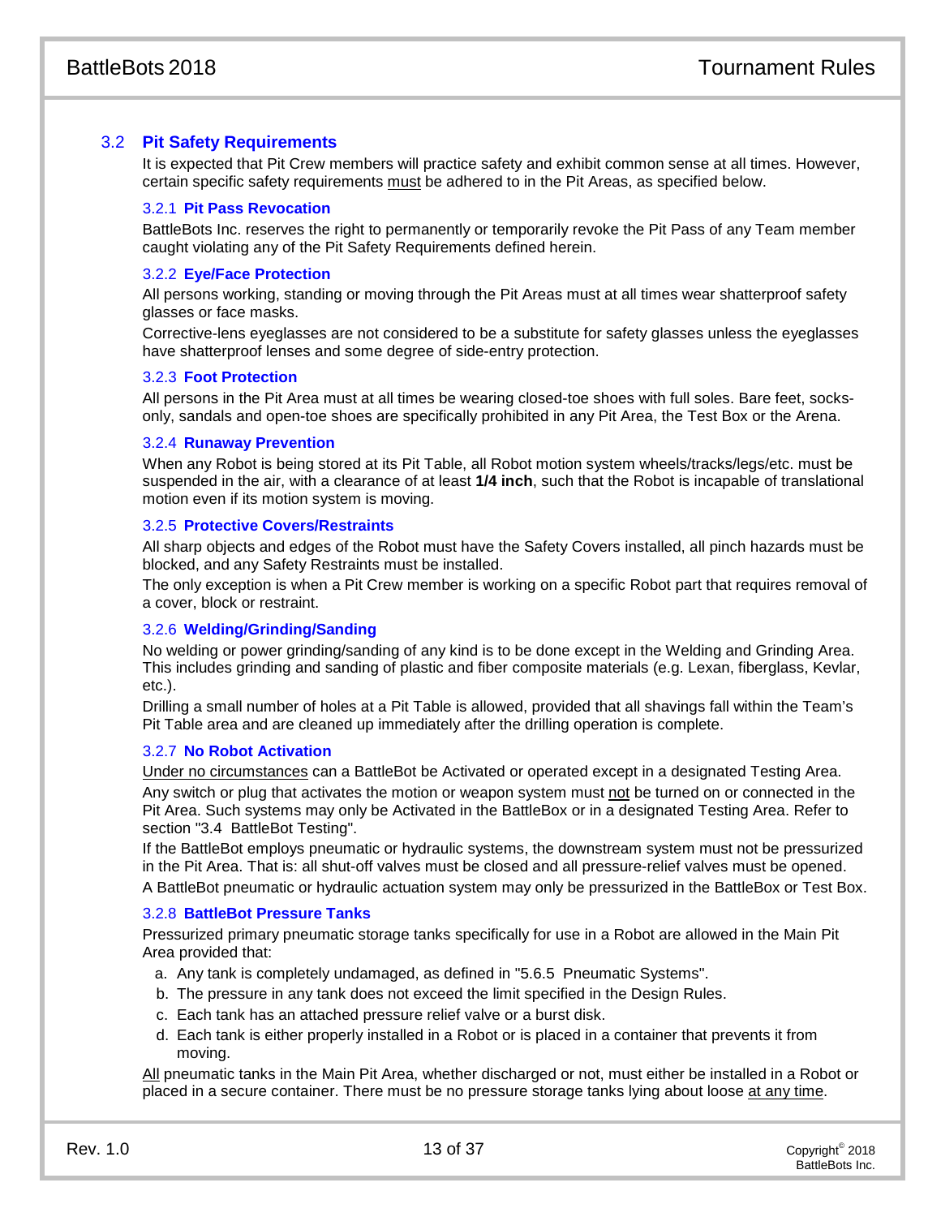## 3.2 Pit Safety Requirements

It is expected that Pit Crew members will practice safety and exhibit common sense at all times. However, certain specific safety requirements must be adhered to in the Pit Areas, as specified below.

### 3.2.1 Pit Pass Revocation

BattleBots Inc. reserves the right to permanently or temporarily revoke the Pit Pass of any Team member caught violating any of the Pit Safety Requirements defined herein.

### 3.2.2 Eye/Face Protection

All persons working, standing or moving through the Pit Areas must at all times wear shatterproof safety glasses or face masks.

Corrective-lens eyeglasses are not considered to be a substitute for safety glasses unless the eyeglasses have shatterproof lenses and some degree of side-entry protection.

### 3.2.3 Foot Protection

All persons in the Pit Area must at all times be wearing closed-toe shoes with full soles. Bare feet, socks-only, sandals and open-toe shoes are specifically prohibited in any Pit Area, the Test Box or the Arena.

### 3.2.4 Runaway Prevention

When any Robot is being stored at its Pit Table, all Robot motion system wheels/tracks/legs/etc. must be suspended in the air, with a clearance of at least **1/4 inch**, such that the Robot is incapable of translational motion even if its motion system is moving.

### 3.2.5 Protective Covers/Restraints

All sharp objects and edges of the Robot must have the Safety Covers installed, all pinch hazards must be blocked, and any Safety Restraints must be installed.

The only exception is when a Pit Crew member is working on a specific Robot part that requires removal of a cover, block or restraint.

### 3.2.6 Welding/Grinding/Sanding

No welding or power grinding/sanding of any kind is to be done except in the Welding and Grinding Area. This includes grinding and sanding of plastic and fiber composite materials (e.g. Lexan, fiberglass, Kevlar, etc.).

Drilling a small number of holes at a Pit Table is allowed, provided that all shavings fall within the Team's Pit Table area and are cleaned up immediately after the drilling operation is complete.

### 3.2.7 No Robot Activation

Under no circumstances can a BattleBot be Activated or operated except in a designated Testing Area.

Any switch or plug that activates the motion or weapon system must not be turned on or connected in the Pit Area. Such systems may only be Activated in the BattleBox or in a designated Testing Area. Refer to section "3.4 BattleBot Testing".

If the BattleBot employs pneumatic or hydraulic systems, the downstream system must not be pressurized in the Pit Area. That is: all shut-off valves must be closed and all pressure-relief valves must be opened.

A BattleBot pneumatic or hydraulic actuation system may only be pressurized in the BattleBox or Test Box.

### 3.2.8 BattleBot Pressure Tanks

Pressurized primary pneumatic storage tanks specifically for use in a Robot are allowed in the Main Pit Area provided that:

a. Any tank is completely undamaged, as defined in "5.6.5 Pneumatic Systems".
b. The pressure in any tank does not exceed the limit specified in the Design Rules.
c. Each tank has an attached pressure relief valve or a burst disk.
d. Each tank is either properly installed in a Robot or is placed in a container that prevents it from moving.

All pneumatic tanks in the Main Pit Area, whether discharged or not, must either be installed in a Robot or placed in a secure container. There must be no pressure storage tanks lying about loose at any time.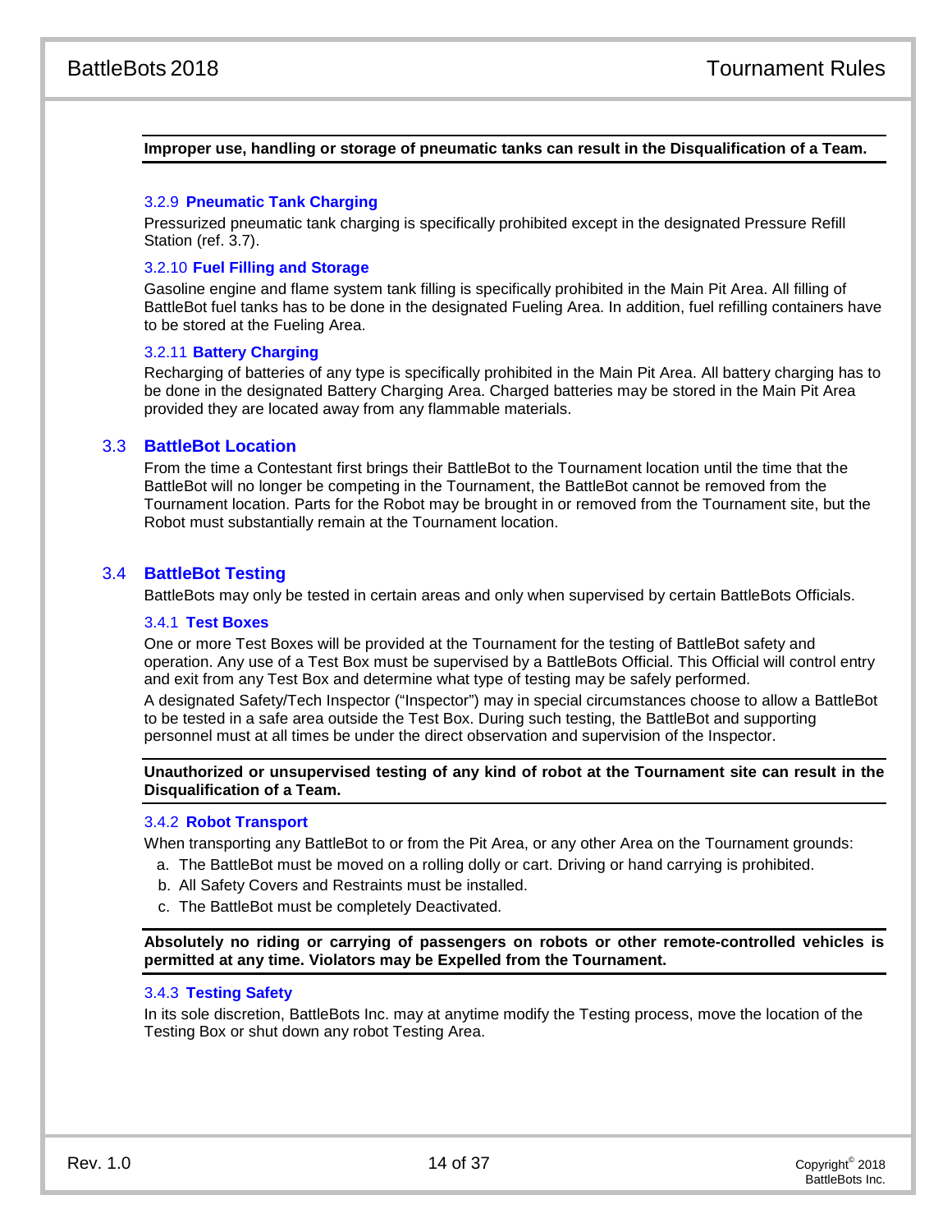**Improper use, handling or storage of pneumatic tanks can result in the Disqualification of a Team.**

#### 3.2.9 Pneumatic Tank Charging

Pressurized pneumatic tank charging is specifically prohibited except in the designated Pressure Refill Station (ref. 3.7).

#### 3.2.10 Fuel Filling and Storage

Gasoline engine and flame system tank filling is specifically prohibited in the Main Pit Area. All filling of BattleBot fuel tanks has to be done in the designated Fueling Area. In addition, fuel refilling containers have to be stored at the Fueling Area.

#### 3.2.11 Battery Charging

Recharging of batteries of any type is specifically prohibited in the Main Pit Area. All battery charging has to be done in the designated Battery Charging Area. Charged batteries may be stored in the Main Pit Area provided they are located away from any flammable materials.

### 3.3 BattleBot Location

From the time a Contestant first brings their BattleBot to the Tournament location until the time that the BattleBot will no longer be competing in the Tournament, the BattleBot cannot be removed from the Tournament location. Parts for the Robot may be brought in or removed from the Tournament site, but the Robot must substantially remain at the Tournament location.

### 3.4 BattleBot Testing

BattleBots may only be tested in certain areas and only when supervised by certain BattleBots Officials.

#### 3.4.1 Test Boxes

One or more Test Boxes will be provided at the Tournament for the testing of BattleBot safety and operation. Any use of a Test Box must be supervised by a BattleBots Official. This Official will control entry and exit from any Test Box and determine what type of testing may be safely performed.

A designated Safety/Tech Inspector ("Inspector") may in special circumstances choose to allow a BattleBot to be tested in a safe area outside the Test Box. During such testing, the BattleBot and supporting personnel must at all times be under the direct observation and supervision of the Inspector.

**Unauthorized or unsupervised testing of any kind of robot at the Tournament site can result in the Disqualification of a Team.**

#### 3.4.2 Robot Transport

When transporting any BattleBot to or from the Pit Area, or any other Area on the Tournament grounds:

a. The BattleBot must be moved on a rolling dolly or cart. Driving or hand carrying is prohibited.
b. All Safety Covers and Restraints must be installed.
c. The BattleBot must be completely Deactivated.

**Absolutely no riding or carrying of passengers on robots or other remote-controlled vehicles is permitted at any time. Violators may be Expelled from the Tournament.**

#### 3.4.3 Testing Safety

In its sole discretion, BattleBots Inc. may at anytime modify the Testing process, move the location of the Testing Box or shut down any robot Testing Area.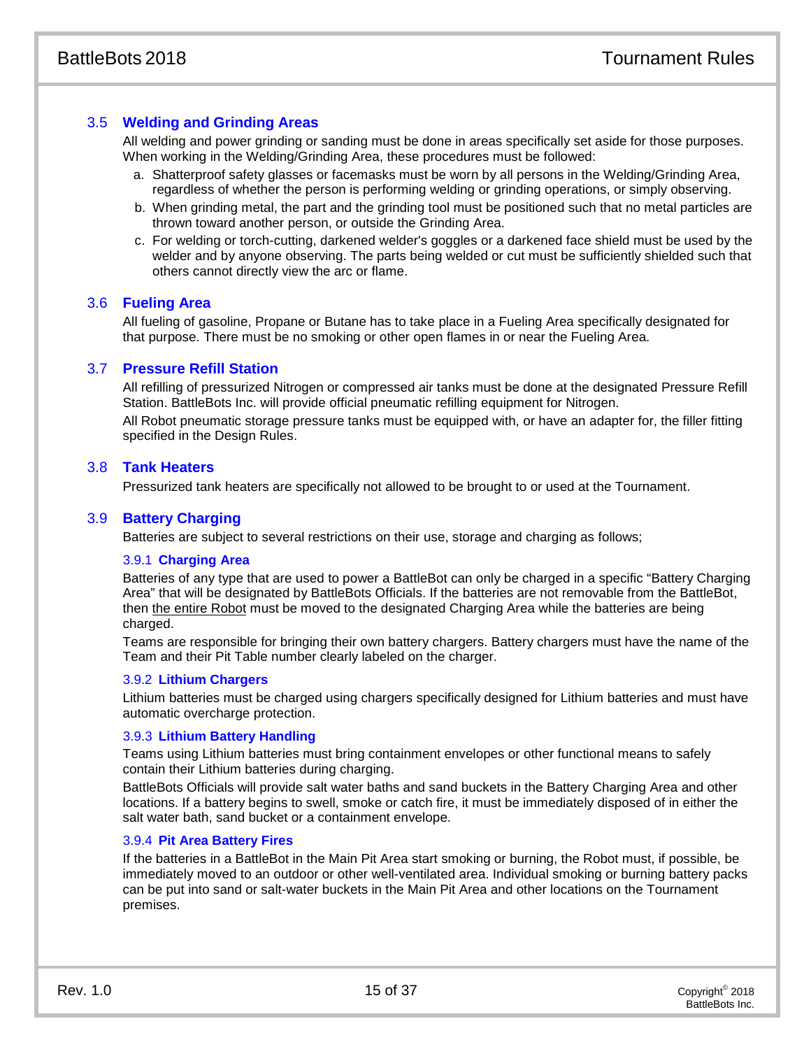## 3.5 Welding and Grinding Areas

All welding and power grinding or sanding must be done in areas specifically set aside for those purposes. When working in the Welding/Grinding Area, these procedures must be followed:

a. Shatterproof safety glasses or facemasks must be worn by all persons in the Welding/Grinding Area, regardless of whether the person is performing welding or grinding operations, or simply observing.
b. When grinding metal, the part and the grinding tool must be positioned such that no metal particles are thrown toward another person, or outside the Grinding Area.
c. For welding or torch-cutting, darkened welder's goggles or a darkened face shield must be used by the welder and by anyone observing. The parts being welded or cut must be sufficiently shielded such that others cannot directly view the arc or flame.

## 3.6 Fueling Area

All fueling of gasoline, Propane or Butane has to take place in a Fueling Area specifically designated for that purpose. There must be no smoking or other open flames in or near the Fueling Area.

## 3.7 Pressure Refill Station

All refilling of pressurized Nitrogen or compressed air tanks must be done at the designated Pressure Refill Station. BattleBots Inc. will provide official pneumatic refilling equipment for Nitrogen.

All Robot pneumatic storage pressure tanks must be equipped with, or have an adapter for, the filler fitting specified in the Design Rules.

## 3.8 Tank Heaters

Pressurized tank heaters are specifically not allowed to be brought to or used at the Tournament.

## 3.9 Battery Charging

Batteries are subject to several restrictions on their use, storage and charging as follows;

### 3.9.1 Charging Area

Batteries of any type that are used to power a BattleBot can only be charged in a specific "Battery Charging Area" that will be designated by BattleBots Officials. If the batteries are not removable from the BattleBot, then <u>the entire Robot</u> must be moved to the designated Charging Area while the batteries are being charged.

Teams are responsible for bringing their own battery chargers. Battery chargers must have the name of the Team and their Pit Table number clearly labeled on the charger.

### 3.9.2 Lithium Chargers

Lithium batteries must be charged using chargers specifically designed for Lithium batteries and must have automatic overcharge protection.

### 3.9.3 Lithium Battery Handling

Teams using Lithium batteries must bring containment envelopes or other functional means to safely contain their Lithium batteries during charging.

BattleBots Officials will provide salt water baths and sand buckets in the Battery Charging Area and other locations. If a battery begins to swell, smoke or catch fire, it must be immediately disposed of in either the salt water bath, sand bucket or a containment envelope.

### 3.9.4 Pit Area Battery Fires

If the batteries in a BattleBot in the Main Pit Area start smoking or burning, the Robot must, if possible, be immediately moved to an outdoor or other well-ventilated area. Individual smoking or burning battery packs can be put into sand or salt-water buckets in the Main Pit Area and other locations on the Tournament premises.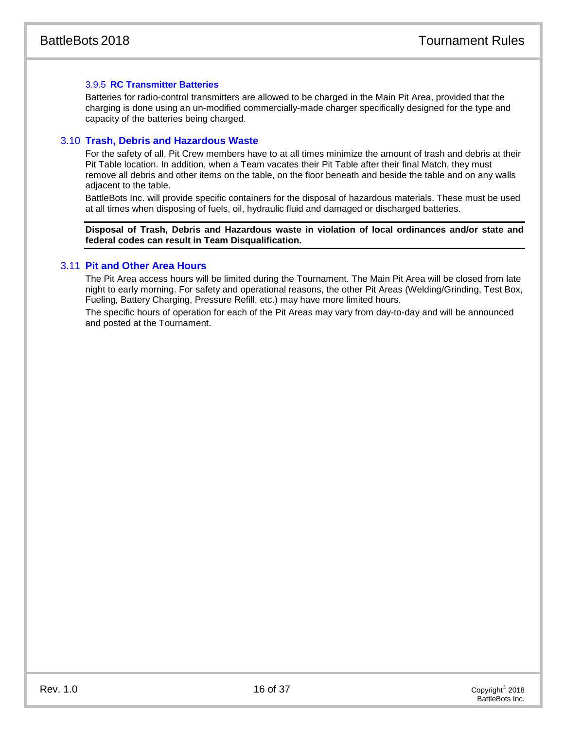#### 3.9.5 RC Transmitter Batteries

Batteries for radio-control transmitters are allowed to be charged in the Main Pit Area, provided that the charging is done using an un-modified commercially-made charger specifically designed for the type and capacity of the batteries being charged.

### 3.10 Trash, Debris and Hazardous Waste

For the safety of all, Pit Crew members have to at all times minimize the amount of trash and debris at their Pit Table location. In addition, when a Team vacates their Pit Table after their final Match, they must remove all debris and other items on the table, on the floor beneath and beside the table and on any walls adjacent to the table.

BattleBots Inc. will provide specific containers for the disposal of hazardous materials. These must be used at all times when disposing of fuels, oil, hydraulic fluid and damaged or discharged batteries.

---

**Disposal of Trash, Debris and Hazardous waste in violation of local ordinances and/or state and federal codes can result in Team Disqualification.**

---

### 3.11 Pit and Other Area Hours

The Pit Area access hours will be limited during the Tournament. The Main Pit Area will be closed from late night to early morning. For safety and operational reasons, the other Pit Areas (Welding/Grinding, Test Box, Fueling, Battery Charging, Pressure Refill, etc.) may have more limited hours.

The specific hours of operation for each of the Pit Areas may vary from day-to-day and will be announced and posted at the Tournament.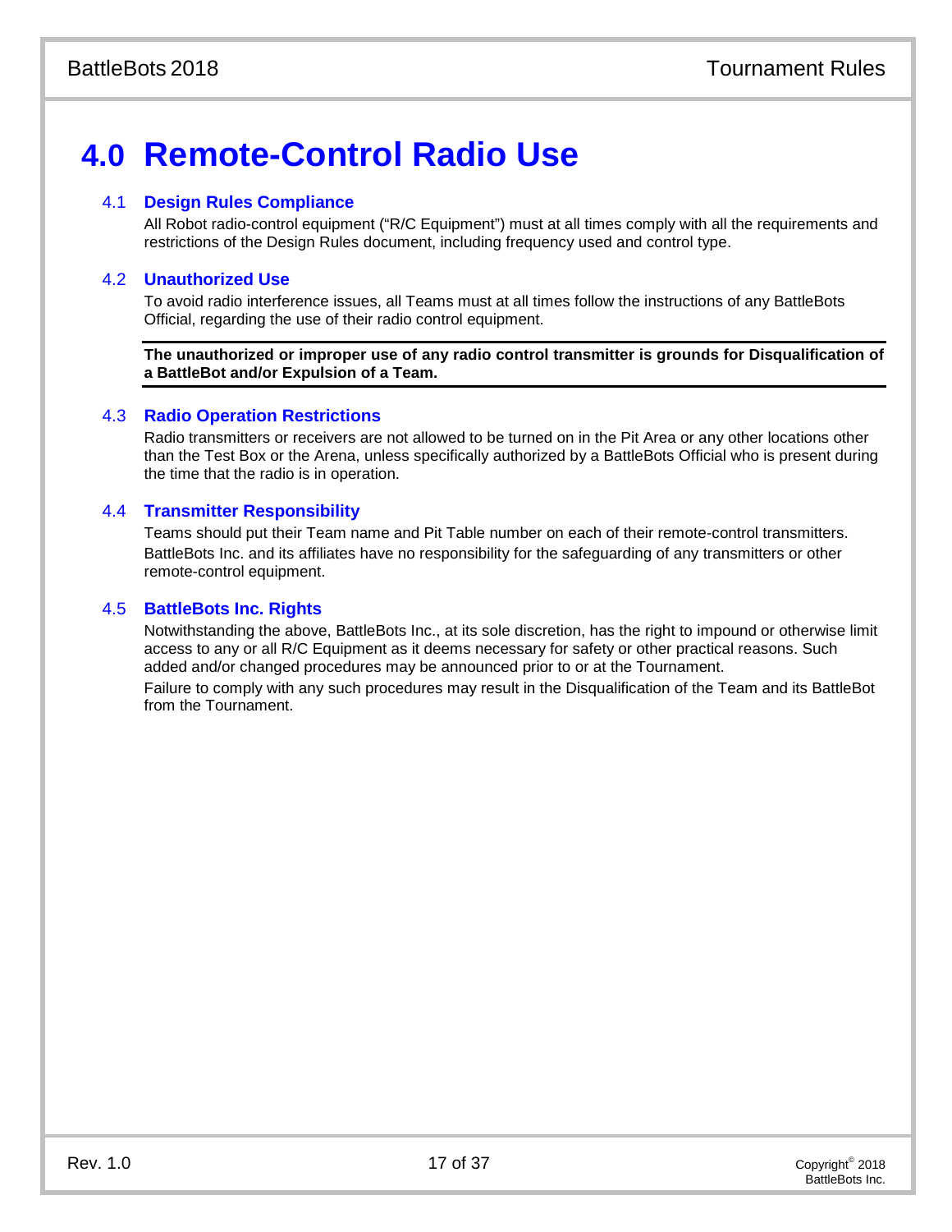# 4.0 Remote-Control Radio Use

## 4.1 Design Rules Compliance

All Robot radio-control equipment ("R/C Equipment") must at all times comply with all the requirements and restrictions of the Design Rules document, including frequency used and control type.

## 4.2 Unauthorized Use

To avoid radio interference issues, all Teams must at all times follow the instructions of any BattleBots Official, regarding the use of their radio control equipment.

---

**The unauthorized or improper use of any radio control transmitter is grounds for Disqualification of a BattleBot and/or Expulsion of a Team.**

---

## 4.3 Radio Operation Restrictions

Radio transmitters or receivers are not allowed to be turned on in the Pit Area or any other locations other than the Test Box or the Arena, unless specifically authorized by a BattleBots Official who is present during the time that the radio is in operation.

## 4.4 Transmitter Responsibility

Teams should put their Team name and Pit Table number on each of their remote-control transmitters. BattleBots Inc. and its affiliates have no responsibility for the safeguarding of any transmitters or other remote-control equipment.

## 4.5 BattleBots Inc. Rights

Notwithstanding the above, BattleBots Inc., at its sole discretion, has the right to impound or otherwise limit access to any or all R/C Equipment as it deems necessary for safety or other practical reasons. Such added and/or changed procedures may be announced prior to or at the Tournament.

Failure to comply with any such procedures may result in the Disqualification of the Team and its BattleBot from the Tournament.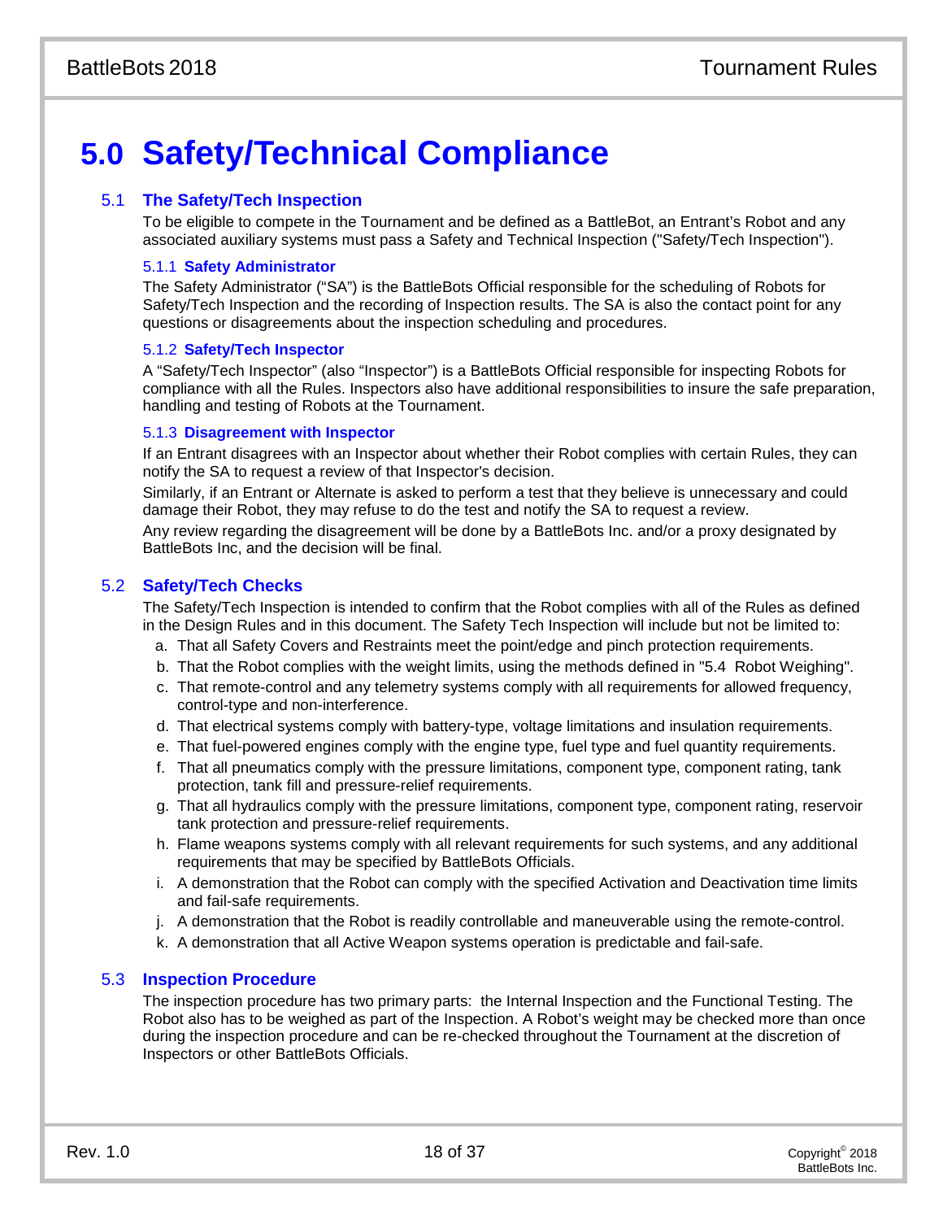# 5.0 Safety/Technical Compliance

## 5.1 The Safety/Tech Inspection

To be eligible to compete in the Tournament and be defined as a BattleBot, an Entrant's Robot and any associated auxiliary systems must pass a Safety and Technical Inspection ("Safety/Tech Inspection").

### 5.1.1 Safety Administrator

The Safety Administrator ("SA") is the BattleBots Official responsible for the scheduling of Robots for Safety/Tech Inspection and the recording of Inspection results. The SA is also the contact point for any questions or disagreements about the inspection scheduling and procedures.

### 5.1.2 Safety/Tech Inspector

A "Safety/Tech Inspector" (also "Inspector") is a BattleBots Official responsible for inspecting Robots for compliance with all the Rules. Inspectors also have additional responsibilities to insure the safe preparation, handling and testing of Robots at the Tournament.

### 5.1.3 Disagreement with Inspector

If an Entrant disagrees with an Inspector about whether their Robot complies with certain Rules, they can notify the SA to request a review of that Inspector's decision.

Similarly, if an Entrant or Alternate is asked to perform a test that they believe is unnecessary and could damage their Robot, they may refuse to do the test and notify the SA to request a review.

Any review regarding the disagreement will be done by a BattleBots Inc. and/or a proxy designated by BattleBots Inc, and the decision will be final.

## 5.2 Safety/Tech Checks

The Safety/Tech Inspection is intended to confirm that the Robot complies with all of the Rules as defined in the Design Rules and in this document. The Safety Tech Inspection will include but not be limited to:

a. That all Safety Covers and Restraints meet the point/edge and pinch protection requirements.
b. That the Robot complies with the weight limits, using the methods defined in "5.4 Robot Weighing".
c. That remote-control and any telemetry systems comply with all requirements for allowed frequency, control-type and non-interference.
d. That electrical systems comply with battery-type, voltage limitations and insulation requirements.
e. That fuel-powered engines comply with the engine type, fuel type and fuel quantity requirements.
f. That all pneumatics comply with the pressure limitations, component type, component rating, tank protection, tank fill and pressure-relief requirements.
g. That all hydraulics comply with the pressure limitations, component type, component rating, reservoir tank protection and pressure-relief requirements.
h. Flame weapons systems comply with all relevant requirements for such systems, and any additional requirements that may be specified by BattleBots Officials.
i. A demonstration that the Robot can comply with the specified Activation and Deactivation time limits and fail-safe requirements.
j. A demonstration that the Robot is readily controllable and maneuverable using the remote-control.
k. A demonstration that all Active Weapon systems operation is predictable and fail-safe.

## 5.3 Inspection Procedure

The inspection procedure has two primary parts: the Internal Inspection and the Functional Testing. The Robot also has to be weighed as part of the Inspection. A Robot's weight may be checked more than once during the inspection procedure and can be re-checked throughout the Tournament at the discretion of Inspectors or other BattleBots Officials.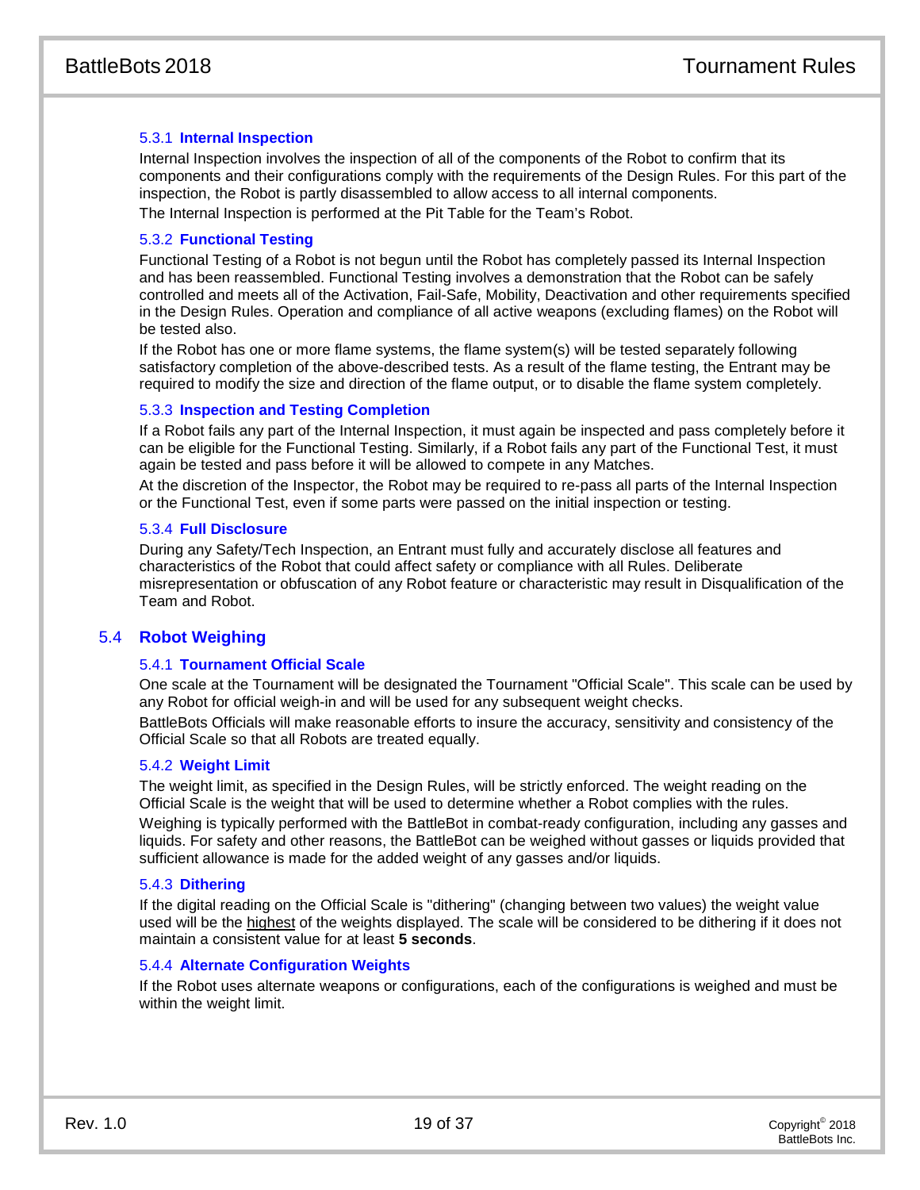### 5.3.1 Internal Inspection

Internal Inspection involves the inspection of all of the components of the Robot to confirm that its components and their configurations comply with the requirements of the Design Rules. For this part of the inspection, the Robot is partly disassembled to allow access to all internal components.

The Internal Inspection is performed at the Pit Table for the Team's Robot.

### 5.3.2 Functional Testing

Functional Testing of a Robot is not begun until the Robot has completely passed its Internal Inspection and has been reassembled. Functional Testing involves a demonstration that the Robot can be safely controlled and meets all of the Activation, Fail-Safe, Mobility, Deactivation and other requirements specified in the Design Rules. Operation and compliance of all active weapons (excluding flames) on the Robot will be tested also.

If the Robot has one or more flame systems, the flame system(s) will be tested separately following satisfactory completion of the above-described tests. As a result of the flame testing, the Entrant may be required to modify the size and direction of the flame output, or to disable the flame system completely.

### 5.3.3 Inspection and Testing Completion

If a Robot fails any part of the Internal Inspection, it must again be inspected and pass completely before it can be eligible for the Functional Testing. Similarly, if a Robot fails any part of the Functional Test, it must again be tested and pass before it will be allowed to compete in any Matches.

At the discretion of the Inspector, the Robot may be required to re-pass all parts of the Internal Inspection or the Functional Test, even if some parts were passed on the initial inspection or testing.

### 5.3.4 Full Disclosure

During any Safety/Tech Inspection, an Entrant must fully and accurately disclose all features and characteristics of the Robot that could affect safety or compliance with all Rules. Deliberate misrepresentation or obfuscation of any Robot feature or characteristic may result in Disqualification of the Team and Robot.

## 5.4 Robot Weighing

### 5.4.1 Tournament Official Scale

One scale at the Tournament will be designated the Tournament "Official Scale". This scale can be used by any Robot for official weigh-in and will be used for any subsequent weight checks.

BattleBots Officials will make reasonable efforts to insure the accuracy, sensitivity and consistency of the Official Scale so that all Robots are treated equally.

### 5.4.2 Weight Limit

The weight limit, as specified in the Design Rules, will be strictly enforced. The weight reading on the Official Scale is the weight that will be used to determine whether a Robot complies with the rules.

Weighing is typically performed with the BattleBot in combat-ready configuration, including any gasses and liquids. For safety and other reasons, the BattleBot can be weighed without gasses or liquids provided that sufficient allowance is made for the added weight of any gasses and/or liquids.

### 5.4.3 Dithering

If the digital reading on the Official Scale is "dithering" (changing between two values) the weight value used will be the highest of the weights displayed. The scale will be considered to be dithering if it does not maintain a consistent value for at least **5 seconds**.

### 5.4.4 Alternate Configuration Weights

If the Robot uses alternate weapons or configurations, each of the configurations is weighed and must be within the weight limit.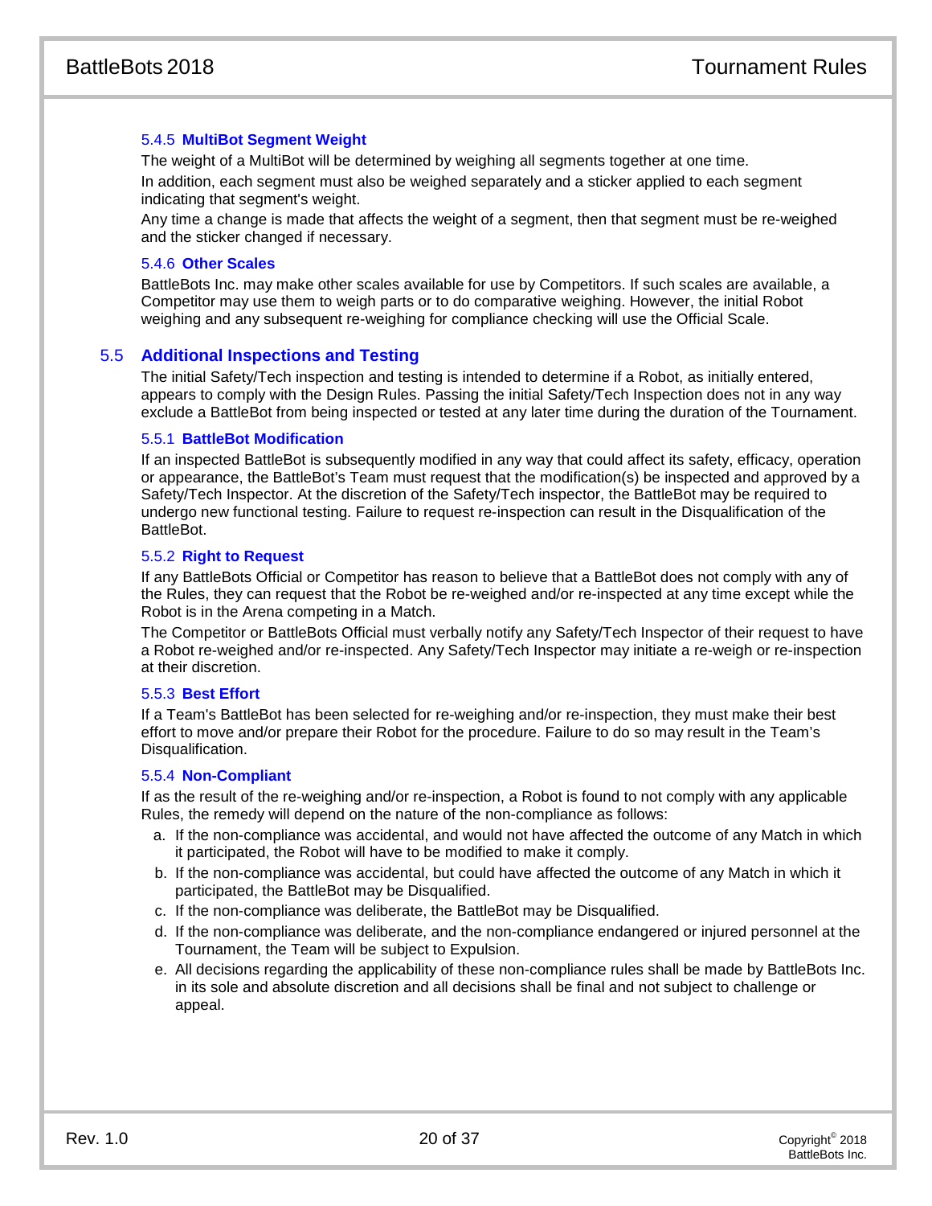#### 5.4.5 MultiBot Segment Weight

The weight of a MultiBot will be determined by weighing all segments together at one time.

In addition, each segment must also be weighed separately and a sticker applied to each segment indicating that segment's weight.

Any time a change is made that affects the weight of a segment, then that segment must be re-weighed and the sticker changed if necessary.

#### 5.4.6 Other Scales

BattleBots Inc. may make other scales available for use by Competitors. If such scales are available, a Competitor may use them to weigh parts or to do comparative weighing. However, the initial Robot weighing and any subsequent re-weighing for compliance checking will use the Official Scale.

### 5.5 Additional Inspections and Testing

The initial Safety/Tech inspection and testing is intended to determine if a Robot, as initially entered, appears to comply with the Design Rules. Passing the initial Safety/Tech Inspection does not in any way exclude a BattleBot from being inspected or tested at any later time during the duration of the Tournament.

#### 5.5.1 BattleBot Modification

If an inspected BattleBot is subsequently modified in any way that could affect its safety, efficacy, operation or appearance, the BattleBot's Team must request that the modification(s) be inspected and approved by a Safety/Tech Inspector. At the discretion of the Safety/Tech inspector, the BattleBot may be required to undergo new functional testing. Failure to request re-inspection can result in the Disqualification of the BattleBot.

#### 5.5.2 Right to Request

If any BattleBots Official or Competitor has reason to believe that a BattleBot does not comply with any of the Rules, they can request that the Robot be re-weighed and/or re-inspected at any time except while the Robot is in the Arena competing in a Match.

The Competitor or BattleBots Official must verbally notify any Safety/Tech Inspector of their request to have a Robot re-weighed and/or re-inspected. Any Safety/Tech Inspector may initiate a re-weigh or re-inspection at their discretion.

#### 5.5.3 Best Effort

If a Team's BattleBot has been selected for re-weighing and/or re-inspection, they must make their best effort to move and/or prepare their Robot for the procedure. Failure to do so may result in the Team's Disqualification.

#### 5.5.4 Non-Compliant

If as the result of the re-weighing and/or re-inspection, a Robot is found to not comply with any applicable Rules, the remedy will depend on the nature of the non-compliance as follows:

a. If the non-compliance was accidental, and would not have affected the outcome of any Match in which it participated, the Robot will have to be modified to make it comply.
b. If the non-compliance was accidental, but could have affected the outcome of any Match in which it participated, the BattleBot may be Disqualified.
c. If the non-compliance was deliberate, the BattleBot may be Disqualified.
d. If the non-compliance was deliberate, and the non-compliance endangered or injured personnel at the Tournament, the Team will be subject to Expulsion.
e. All decisions regarding the applicability of these non-compliance rules shall be made by BattleBots Inc. in its sole and absolute discretion and all decisions shall be final and not subject to challenge or appeal.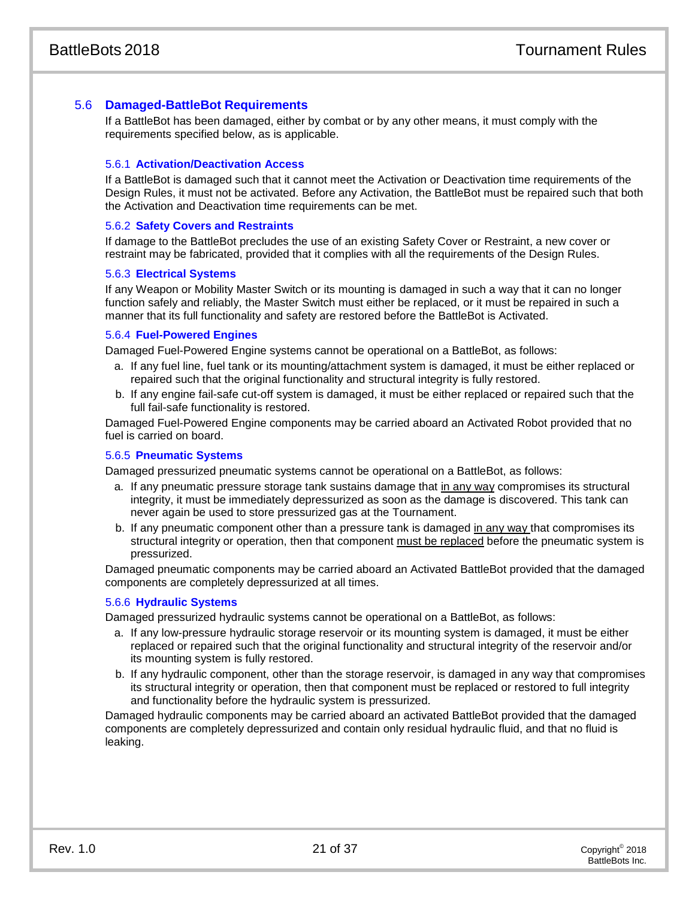## 5.6 Damaged-BattleBot Requirements

If a BattleBot has been damaged, either by combat or by any other means, it must comply with the requirements specified below, as is applicable.

### 5.6.1 Activation/Deactivation Access

If a BattleBot is damaged such that it cannot meet the Activation or Deactivation time requirements of the Design Rules, it must not be activated. Before any Activation, the BattleBot must be repaired such that both the Activation and Deactivation time requirements can be met.

### 5.6.2 Safety Covers and Restraints

If damage to the BattleBot precludes the use of an existing Safety Cover or Restraint, a new cover or restraint may be fabricated, provided that it complies with all the requirements of the Design Rules.

### 5.6.3 Electrical Systems

If any Weapon or Mobility Master Switch or its mounting is damaged in such a way that it can no longer function safely and reliably, the Master Switch must either be replaced, or it must be repaired in such a manner that its full functionality and safety are restored before the BattleBot is Activated.

### 5.6.4 Fuel-Powered Engines

Damaged Fuel-Powered Engine systems cannot be operational on a BattleBot, as follows:

a. If any fuel line, fuel tank or its mounting/attachment system is damaged, it must be either replaced or repaired such that the original functionality and structural integrity is fully restored.
b. If any engine fail-safe cut-off system is damaged, it must be either replaced or repaired such that the full fail-safe functionality is restored.

Damaged Fuel-Powered Engine components may be carried aboard an Activated Robot provided that no fuel is carried on board.

### 5.6.5 Pneumatic Systems

Damaged pressurized pneumatic systems cannot be operational on a BattleBot, as follows:

a. If any pneumatic pressure storage tank sustains damage that <u>in any way</u> compromises its structural integrity, it must be immediately depressurized as soon as the damage is discovered. This tank can never again be used to store pressurized gas at the Tournament.
b. If any pneumatic component other than a pressure tank is damaged <u>in any way</u> that compromises its structural integrity or operation, then that component <u>must be replaced</u> before the pneumatic system is pressurized.

Damaged pneumatic components may be carried aboard an Activated BattleBot provided that the damaged components are completely depressurized at all times.

### 5.6.6 Hydraulic Systems

Damaged pressurized hydraulic systems cannot be operational on a BattleBot, as follows:

a. If any low-pressure hydraulic storage reservoir or its mounting system is damaged, it must be either replaced or repaired such that the original functionality and structural integrity of the reservoir and/or its mounting system is fully restored.
b. If any hydraulic component, other than the storage reservoir, is damaged in any way that compromises its structural integrity or operation, then that component must be replaced or restored to full integrity and functionality before the hydraulic system is pressurized.

Damaged hydraulic components may be carried aboard an activated BattleBot provided that the damaged components are completely depressurized and contain only residual hydraulic fluid, and that no fluid is leaking.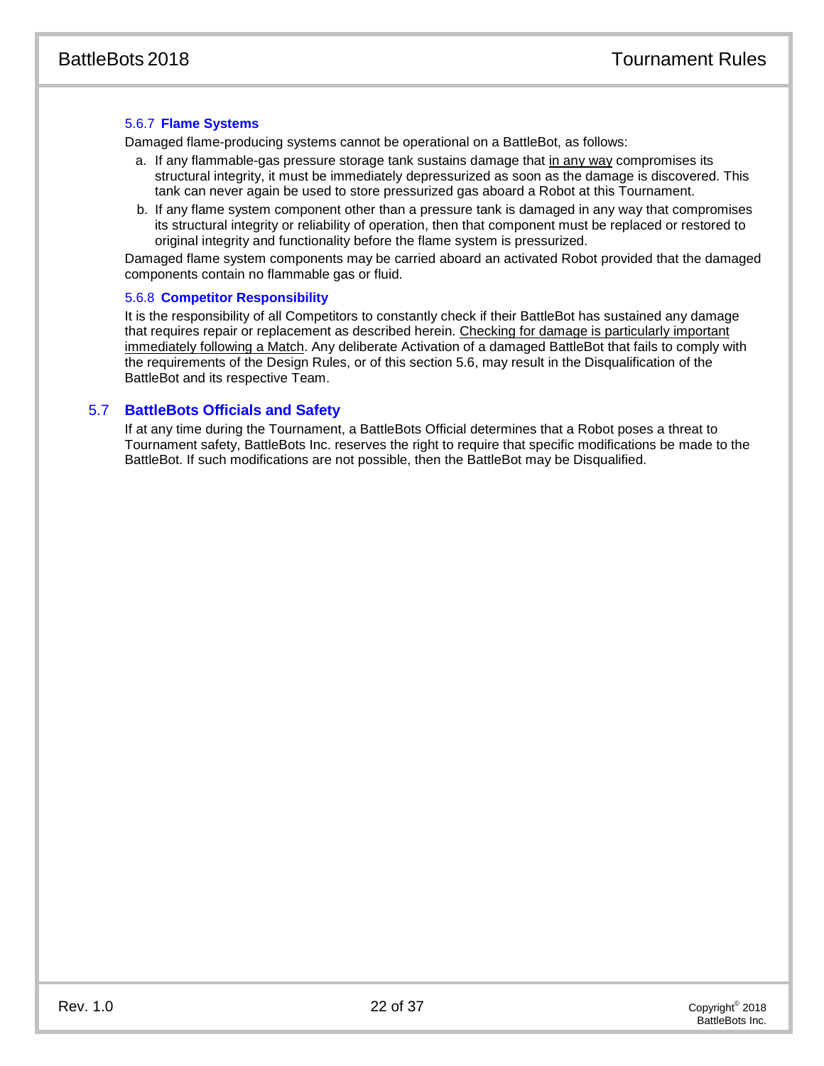#### 5.6.7 Flame Systems

Damaged flame-producing systems cannot be operational on a BattleBot, as follows:

a. If any flammable-gas pressure storage tank sustains damage that in any way compromises its structural integrity, it must be immediately depressurized as soon as the damage is discovered. This tank can never again be used to store pressurized gas aboard a Robot at this Tournament.

b. If any flame system component other than a pressure tank is damaged in any way that compromises its structural integrity or reliability of operation, then that component must be replaced or restored to original integrity and functionality before the flame system is pressurized.

Damaged flame system components may be carried aboard an activated Robot provided that the damaged components contain no flammable gas or fluid.

#### 5.6.8 Competitor Responsibility

It is the responsibility of all Competitors to constantly check if their BattleBot has sustained any damage that requires repair or replacement as described herein. Checking for damage is particularly important immediately following a Match. Any deliberate Activation of a damaged BattleBot that fails to comply with the requirements of the Design Rules, or of this section 5.6, may result in the Disqualification of the BattleBot and its respective Team.

### 5.7 BattleBots Officials and Safety

If at any time during the Tournament, a BattleBots Official determines that a Robot poses a threat to Tournament safety, BattleBots Inc. reserves the right to require that specific modifications be made to the BattleBot. If such modifications are not possible, then the BattleBot may be Disqualified.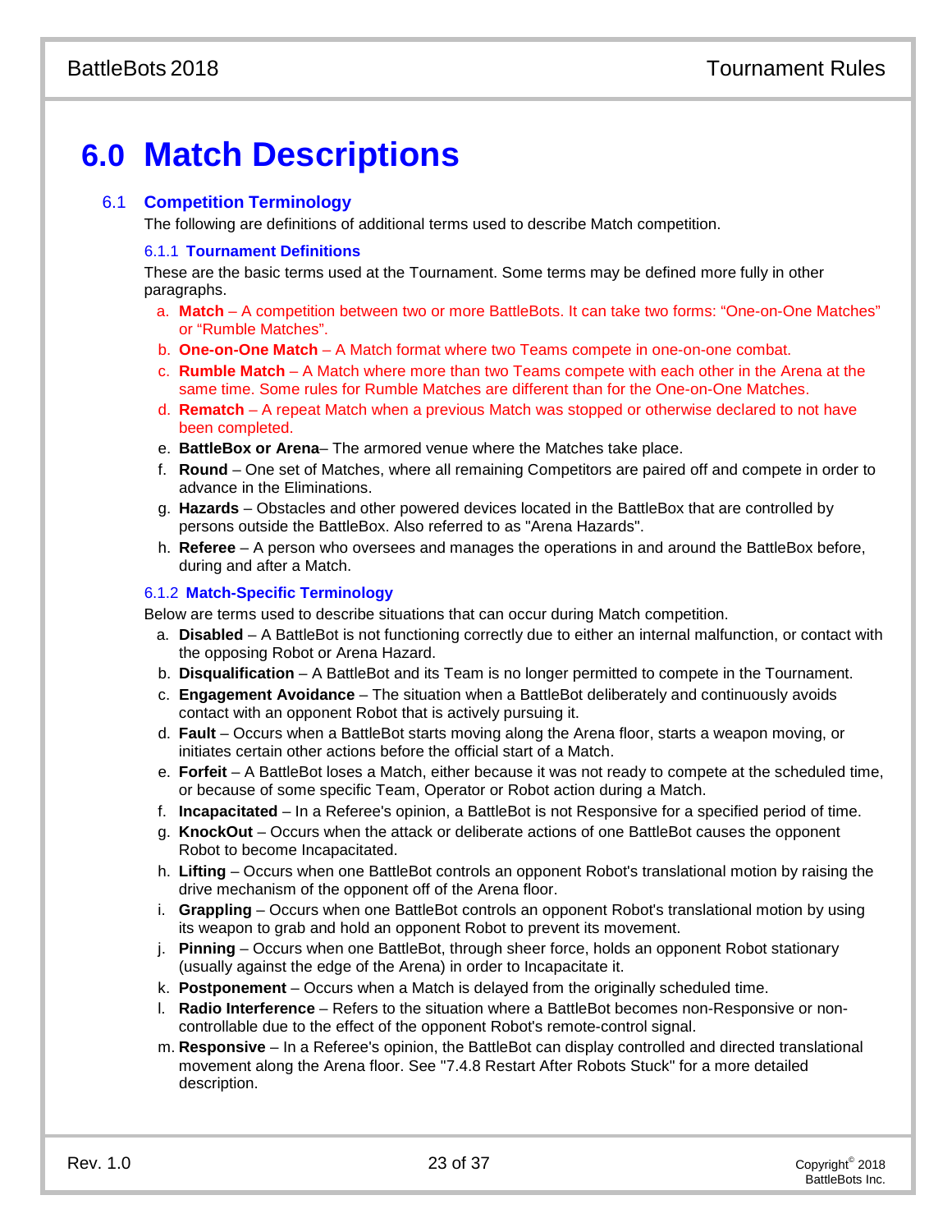# 6.0 Match Descriptions

## 6.1 Competition Terminology

The following are definitions of additional terms used to describe Match competition.

### 6.1.1 Tournament Definitions

These are the basic terms used at the Tournament. Some terms may be defined more fully in other paragraphs.

a. **Match** – A competition between two or more BattleBots. It can take two forms: “One-on-One Matches” or “Rumble Matches”.
b. **One-on-One Match** – A Match format where two Teams compete in one-on-one combat.
c. **Rumble Match** – A Match where more than two Teams compete with each other in the Arena at the same time. Some rules for Rumble Matches are different than for the One-on-One Matches.
d. **Rematch** – A repeat Match when a previous Match was stopped or otherwise declared to not have been completed.
e. **BattleBox or Arena**– The armored venue where the Matches take place.
f. **Round** – One set of Matches, where all remaining Competitors are paired off and compete in order to advance in the Eliminations.
g. **Hazards** – Obstacles and other powered devices located in the BattleBox that are controlled by persons outside the BattleBox. Also referred to as "Arena Hazards".
h. **Referee** – A person who oversees and manages the operations in and around the BattleBox before, during and after a Match.

### 6.1.2 Match-Specific Terminology

Below are terms used to describe situations that can occur during Match competition.

a. **Disabled** – A BattleBot is not functioning correctly due to either an internal malfunction, or contact with the opposing Robot or Arena Hazard.
b. **Disqualification** – A BattleBot and its Team is no longer permitted to compete in the Tournament.
c. **Engagement Avoidance** – The situation when a BattleBot deliberately and continuously avoids contact with an opponent Robot that is actively pursuing it.
d. **Fault** – Occurs when a BattleBot starts moving along the Arena floor, starts a weapon moving, or initiates certain other actions before the official start of a Match.
e. **Forfeit** – A BattleBot loses a Match, either because it was not ready to compete at the scheduled time, or because of some specific Team, Operator or Robot action during a Match.
f. **Incapacitated** – In a Referee's opinion, a BattleBot is not Responsive for a specified period of time.
g. **KnockOut** – Occurs when the attack or deliberate actions of one BattleBot causes the opponent Robot to become Incapacitated.
h. **Lifting** – Occurs when one BattleBot controls an opponent Robot's translational motion by raising the drive mechanism of the opponent off of the Arena floor.
i. **Grappling** – Occurs when one BattleBot controls an opponent Robot's translational motion by using its weapon to grab and hold an opponent Robot to prevent its movement.
j. **Pinning** – Occurs when one BattleBot, through sheer force, holds an opponent Robot stationary (usually against the edge of the Arena) in order to Incapacitate it.
k. **Postponement** – Occurs when a Match is delayed from the originally scheduled time.
l. **Radio Interference** – Refers to the situation where a BattleBot becomes non-Responsive or non-controllable due to the effect of the opponent Robot's remote-control signal.
m. **Responsive** – In a Referee's opinion, the BattleBot can display controlled and directed translational movement along the Arena floor. See "7.4.8 Restart After Robots Stuck" for a more detailed description.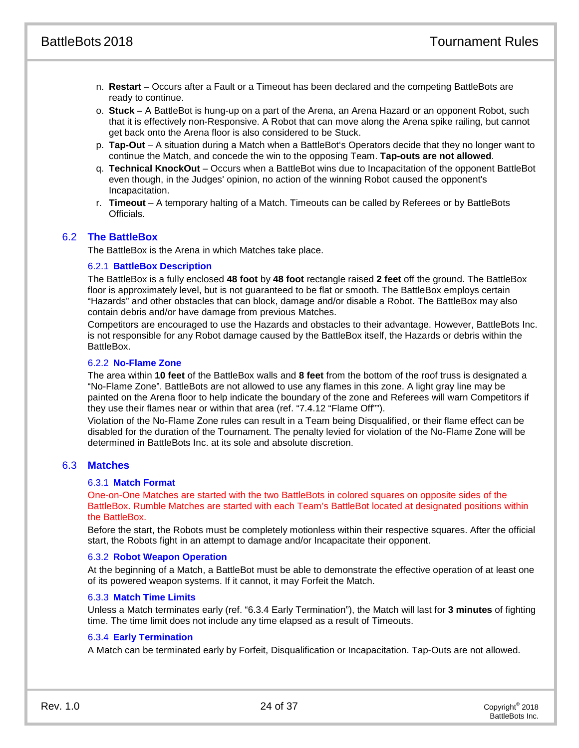n. **Restart** – Occurs after a Fault or a Timeout has been declared and the competing BattleBots are ready to continue.
o. **Stuck** – A BattleBot is hung-up on a part of the Arena, an Arena Hazard or an opponent Robot, such that it is effectively non-Responsive. A Robot that can move along the Arena spike railing, but cannot get back onto the Arena floor is also considered to be Stuck.
p. **Tap-Out** – A situation during a Match when a BattleBot's Operators decide that they no longer want to continue the Match, and concede the win to the opposing Team. **Tap-outs are not allowed**.
q. **Technical KnockOut** – Occurs when a BattleBot wins due to Incapacitation of the opponent BattleBot even though, in the Judges' opinion, no action of the winning Robot caused the opponent's Incapacitation.
r. **Timeout** – A temporary halting of a Match. Timeouts can be called by Referees or by BattleBots Officials.

## 6.2 The BattleBox

The BattleBox is the Arena in which Matches take place.

### 6.2.1 BattleBox Description

The BattleBox is a fully enclosed **48 foot** by **48 foot** rectangle raised **2 feet** off the ground. The BattleBox floor is approximately level, but is not guaranteed to be flat or smooth. The BattleBox employs certain "Hazards" and other obstacles that can block, damage and/or disable a Robot. The BattleBox may also contain debris and/or have damage from previous Matches.

Competitors are encouraged to use the Hazards and obstacles to their advantage. However, BattleBots Inc. is not responsible for any Robot damage caused by the BattleBox itself, the Hazards or debris within the BattleBox.

### 6.2.2 No-Flame Zone

The area within **10 feet** of the BattleBox walls and **8 feet** from the bottom of the roof truss is designated a "No-Flame Zone". BattleBots are not allowed to use any flames in this zone. A light gray line may be painted on the Arena floor to help indicate the boundary of the zone and Referees will warn Competitors if they use their flames near or within that area (ref. "7.4.12 "Flame Off"").

Violation of the No-Flame Zone rules can result in a Team being Disqualified, or their flame effect can be disabled for the duration of the Tournament. The penalty levied for violation of the No-Flame Zone will be determined in BattleBots Inc. at its sole and absolute discretion.

## 6.3 Matches

### 6.3.1 Match Format

One-on-One Matches are started with the two BattleBots in colored squares on opposite sides of the BattleBox. Rumble Matches are started with each Team's BattleBot located at designated positions within the BattleBox.

Before the start, the Robots must be completely motionless within their respective squares. After the official start, the Robots fight in an attempt to damage and/or Incapacitate their opponent.

### 6.3.2 Robot Weapon Operation

At the beginning of a Match, a BattleBot must be able to demonstrate the effective operation of at least one of its powered weapon systems. If it cannot, it may Forfeit the Match.

### 6.3.3 Match Time Limits

Unless a Match terminates early (ref. "6.3.4 Early Termination"), the Match will last for **3 minutes** of fighting time. The time limit does not include any time elapsed as a result of Timeouts.

### 6.3.4 Early Termination

A Match can be terminated early by Forfeit, Disqualification or Incapacitation. Tap-Outs are not allowed.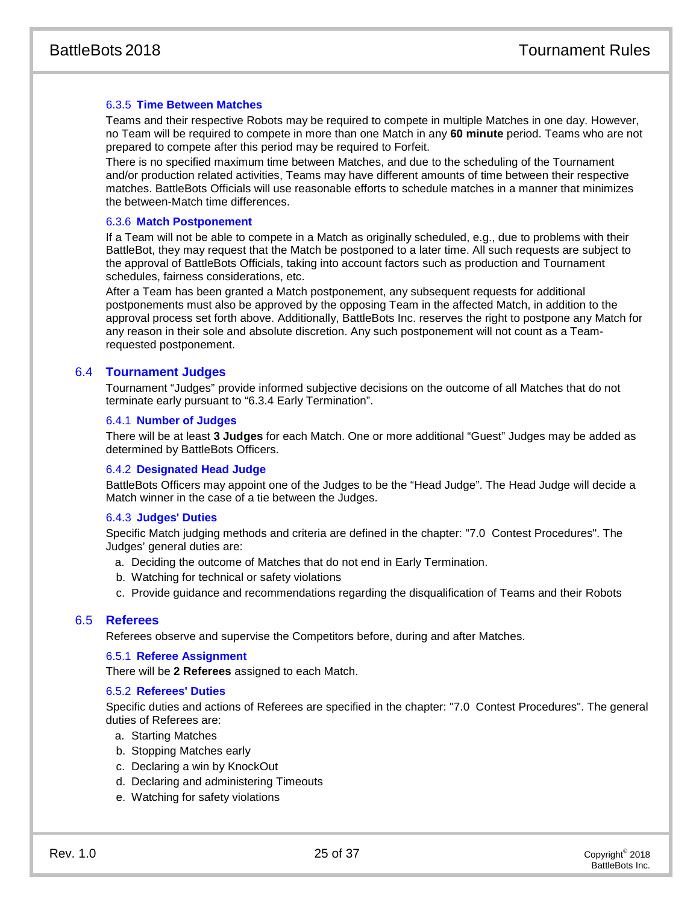#### 6.3.5 Time Between Matches

Teams and their respective Robots may be required to compete in multiple Matches in one day. However, no Team will be required to compete in more than one Match in any **60 minute** period. Teams who are not prepared to compete after this period may be required to Forfeit.

There is no specified maximum time between Matches, and due to the scheduling of the Tournament and/or production related activities, Teams may have different amounts of time between their respective matches. BattleBots Officials will use reasonable efforts to schedule matches in a manner that minimizes the between-Match time differences.

#### 6.3.6 Match Postponement

If a Team will not be able to compete in a Match as originally scheduled, e.g., due to problems with their BattleBot, they may request that the Match be postponed to a later time. All such requests are subject to the approval of BattleBots Officials, taking into account factors such as production and Tournament schedules, fairness considerations, etc.

After a Team has been granted a Match postponement, any subsequent requests for additional postponements must also be approved by the opposing Team in the affected Match, in addition to the approval process set forth above. Additionally, BattleBots Inc. reserves the right to postpone any Match for any reason in their sole and absolute discretion. Any such postponement will not count as a Team-requested postponement.

### 6.4 Tournament Judges

Tournament "Judges" provide informed subjective decisions on the outcome of all Matches that do not terminate early pursuant to "6.3.4 Early Termination".

#### 6.4.1 Number of Judges

There will be at least **3 Judges** for each Match. One or more additional "Guest" Judges may be added as determined by BattleBots Officers.

#### 6.4.2 Designated Head Judge

BattleBots Officers may appoint one of the Judges to be the "Head Judge". The Head Judge will decide a Match winner in the case of a tie between the Judges.

#### 6.4.3 Judges' Duties

Specific Match judging methods and criteria are defined in the chapter: "7.0 Contest Procedures". The Judges' general duties are:

a. Deciding the outcome of Matches that do not end in Early Termination.
b. Watching for technical or safety violations
c. Provide guidance and recommendations regarding the disqualification of Teams and their Robots

### 6.5 Referees

Referees observe and supervise the Competitors before, during and after Matches.

#### 6.5.1 Referee Assignment

There will be **2 Referees** assigned to each Match.

#### 6.5.2 Referees' Duties

Specific duties and actions of Referees are specified in the chapter: "7.0 Contest Procedures". The general duties of Referees are:

a. Starting Matches
b. Stopping Matches early
c. Declaring a win by KnockOut
d. Declaring and administering Timeouts
e. Watching for safety violations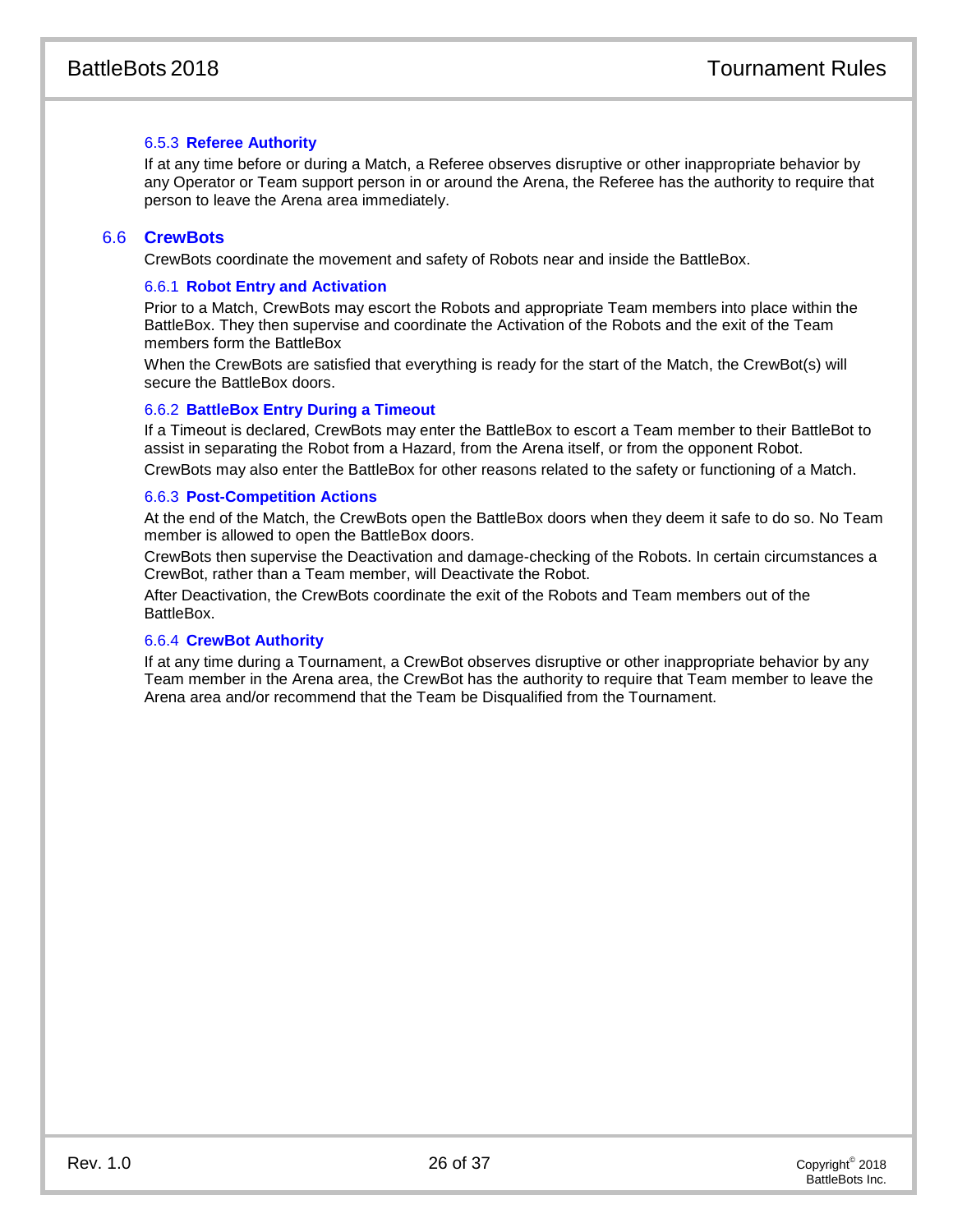#### 6.5.3 Referee Authority

If at any time before or during a Match, a Referee observes disruptive or other inappropriate behavior by any Operator or Team support person in or around the Arena, the Referee has the authority to require that person to leave the Arena area immediately.

### 6.6 CrewBots

CrewBots coordinate the movement and safety of Robots near and inside the BattleBox.

#### 6.6.1 Robot Entry and Activation

Prior to a Match, CrewBots may escort the Robots and appropriate Team members into place within the BattleBox. They then supervise and coordinate the Activation of the Robots and the exit of the Team members form the BattleBox

When the CrewBots are satisfied that everything is ready for the start of the Match, the CrewBot(s) will secure the BattleBox doors.

#### 6.6.2 BattleBox Entry During a Timeout

If a Timeout is declared, CrewBots may enter the BattleBox to escort a Team member to their BattleBot to assist in separating the Robot from a Hazard, from the Arena itself, or from the opponent Robot.

CrewBots may also enter the BattleBox for other reasons related to the safety or functioning of a Match.

#### 6.6.3 Post-Competition Actions

At the end of the Match, the CrewBots open the BattleBox doors when they deem it safe to do so. No Team member is allowed to open the BattleBox doors.

CrewBots then supervise the Deactivation and damage-checking of the Robots. In certain circumstances a CrewBot, rather than a Team member, will Deactivate the Robot.

After Deactivation, the CrewBots coordinate the exit of the Robots and Team members out of the BattleBox.

#### 6.6.4 CrewBot Authority

If at any time during a Tournament, a CrewBot observes disruptive or other inappropriate behavior by any Team member in the Arena area, the CrewBot has the authority to require that Team member to leave the Arena area and/or recommend that the Team be Disqualified from the Tournament.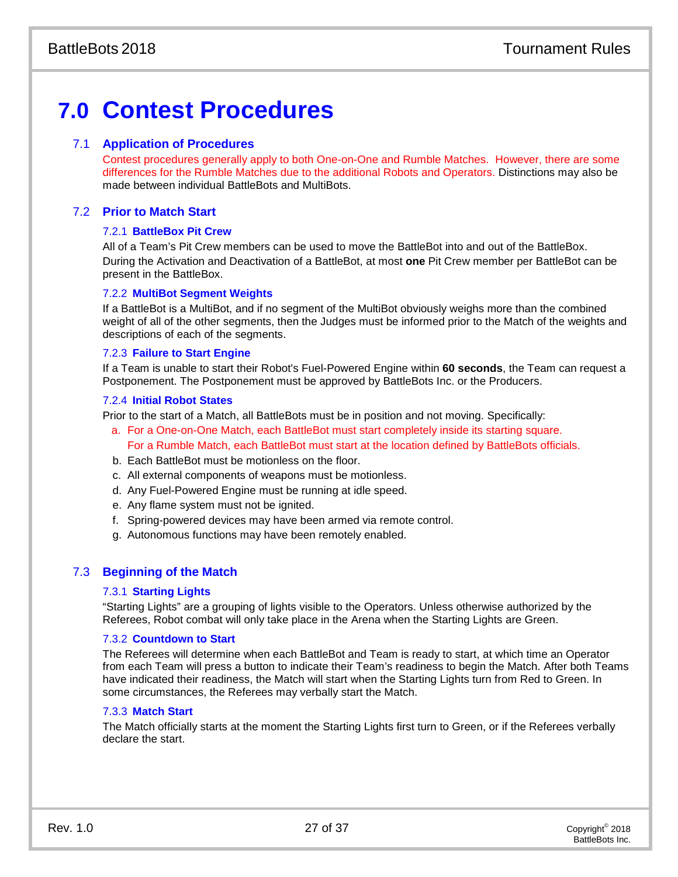# 7.0 Contest Procedures

## 7.1 Application of Procedures

Contest procedures generally apply to both One-on-One and Rumble Matches. However, there are some differences for the Rumble Matches due to the additional Robots and Operators. Distinctions may also be made between individual BattleBots and MultiBots.

## 7.2 Prior to Match Start

### 7.2.1 BattleBox Pit Crew

All of a Team's Pit Crew members can be used to move the BattleBot into and out of the BattleBox. During the Activation and Deactivation of a BattleBot, at most **one** Pit Crew member per BattleBot can be present in the BattleBox.

### 7.2.2 MultiBot Segment Weights

If a BattleBot is a MultiBot, and if no segment of the MultiBot obviously weighs more than the combined weight of all of the other segments, then the Judges must be informed prior to the Match of the weights and descriptions of each of the segments.

### 7.2.3 Failure to Start Engine

If a Team is unable to start their Robot's Fuel-Powered Engine within **60 seconds**, the Team can request a Postponement. The Postponement must be approved by BattleBots Inc. or the Producers.

### 7.2.4 Initial Robot States

Prior to the start of a Match, all BattleBots must be in position and not moving. Specifically:

a. For a One-on-One Match, each BattleBot must start completely inside its starting square. For a Rumble Match, each BattleBot must start at the location defined by BattleBots officials.
b. Each BattleBot must be motionless on the floor.
c. All external components of weapons must be motionless.
d. Any Fuel-Powered Engine must be running at idle speed.
e. Any flame system must not be ignited.
f. Spring-powered devices may have been armed via remote control.
g. Autonomous functions may have been remotely enabled.

## 7.3 Beginning of the Match

### 7.3.1 Starting Lights

"Starting Lights" are a grouping of lights visible to the Operators. Unless otherwise authorized by the Referees, Robot combat will only take place in the Arena when the Starting Lights are Green.

### 7.3.2 Countdown to Start

The Referees will determine when each BattleBot and Team is ready to start, at which time an Operator from each Team will press a button to indicate their Team's readiness to begin the Match. After both Teams have indicated their readiness, the Match will start when the Starting Lights turn from Red to Green. In some circumstances, the Referees may verbally start the Match.

### 7.3.3 Match Start

The Match officially starts at the moment the Starting Lights first turn to Green, or if the Referees verbally declare the start.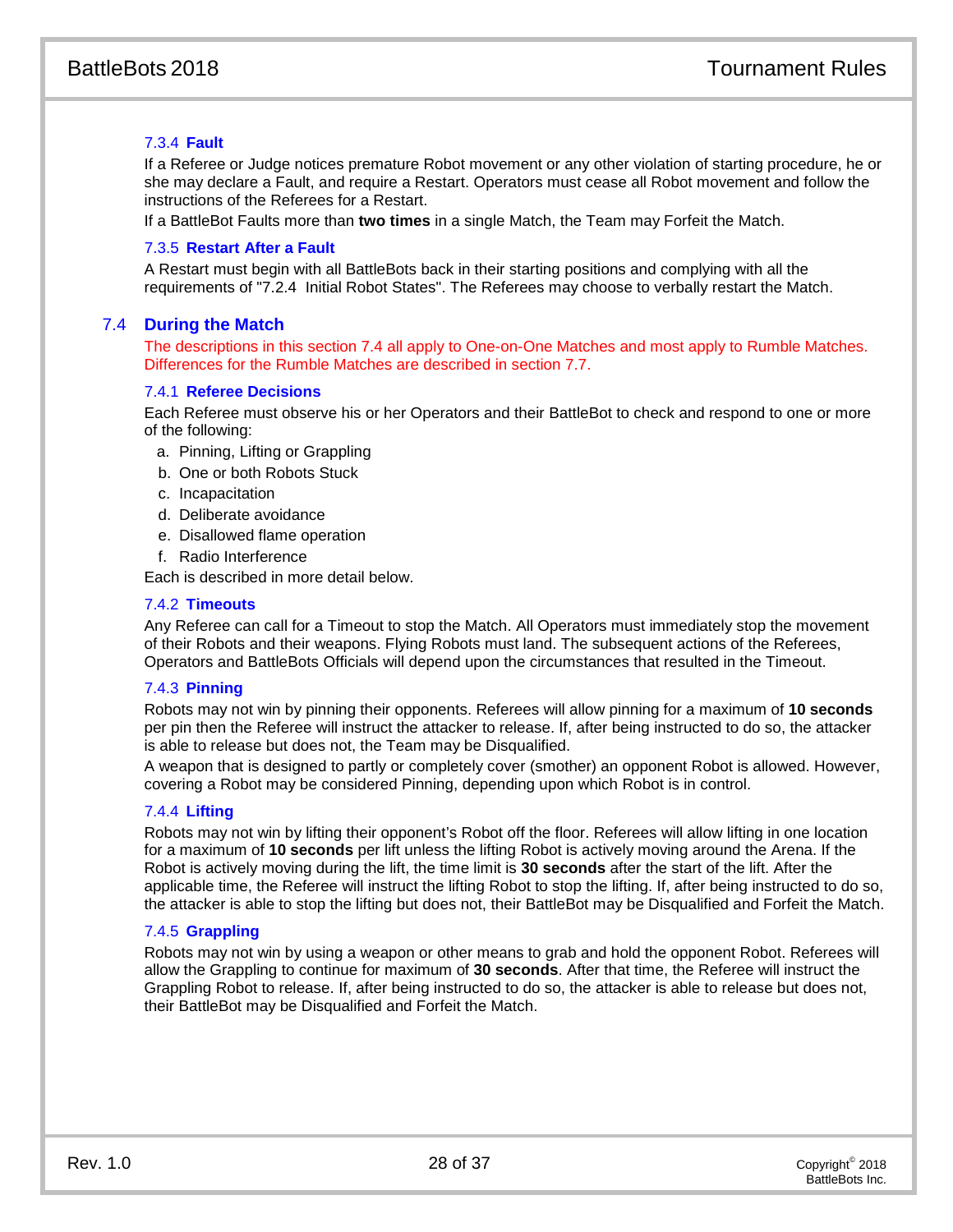#### 7.3.4 Fault

If a Referee or Judge notices premature Robot movement or any other violation of starting procedure, he or she may declare a Fault, and require a Restart. Operators must cease all Robot movement and follow the instructions of the Referees for a Restart.

If a BattleBot Faults more than **two times** in a single Match, the Team may Forfeit the Match.

#### 7.3.5 Restart After a Fault

A Restart must begin with all BattleBots back in their starting positions and complying with all the requirements of "7.2.4 Initial Robot States". The Referees may choose to verbally restart the Match.

### 7.4 During the Match

The descriptions in this section 7.4 all apply to One-on-One Matches and most apply to Rumble Matches. Differences for the Rumble Matches are described in section 7.7.

#### 7.4.1 Referee Decisions

Each Referee must observe his or her Operators and their BattleBot to check and respond to one or more of the following:

a. Pinning, Lifting or Grappling
b. One or both Robots Stuck
c. Incapacitation
d. Deliberate avoidance
e. Disallowed flame operation
f. Radio Interference

Each is described in more detail below.

#### 7.4.2 Timeouts

Any Referee can call for a Timeout to stop the Match. All Operators must immediately stop the movement of their Robots and their weapons. Flying Robots must land. The subsequent actions of the Referees, Operators and BattleBots Officials will depend upon the circumstances that resulted in the Timeout.

#### 7.4.3 Pinning

Robots may not win by pinning their opponents. Referees will allow pinning for a maximum of **10 seconds** per pin then the Referee will instruct the attacker to release. If, after being instructed to do so, the attacker is able to release but does not, the Team may be Disqualified.

A weapon that is designed to partly or completely cover (smother) an opponent Robot is allowed. However, covering a Robot may be considered Pinning, depending upon which Robot is in control.

#### 7.4.4 Lifting

Robots may not win by lifting their opponent's Robot off the floor. Referees will allow lifting in one location for a maximum of **10 seconds** per lift unless the lifting Robot is actively moving around the Arena. If the Robot is actively moving during the lift, the time limit is **30 seconds** after the start of the lift. After the applicable time, the Referee will instruct the lifting Robot to stop the lifting. If, after being instructed to do so, the attacker is able to stop the lifting but does not, their BattleBot may be Disqualified and Forfeit the Match.

#### 7.4.5 Grappling

Robots may not win by using a weapon or other means to grab and hold the opponent Robot. Referees will allow the Grappling to continue for maximum of **30 seconds**. After that time, the Referee will instruct the Grappling Robot to release. If, after being instructed to do so, the attacker is able to release but does not, their BattleBot may be Disqualified and Forfeit the Match.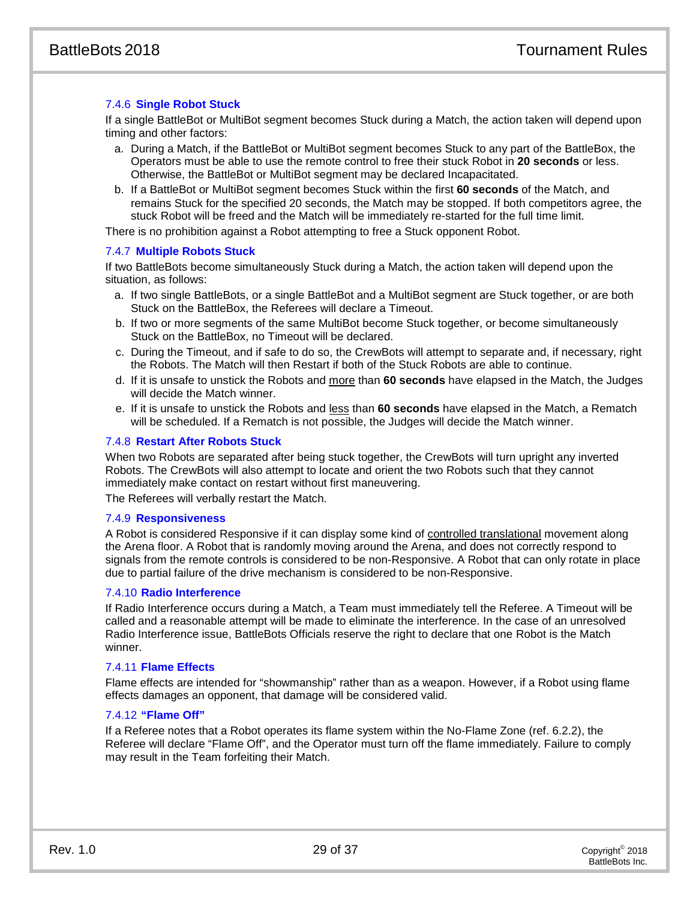#### 7.4.6 Single Robot Stuck

If a single BattleBot or MultiBot segment becomes Stuck during a Match, the action taken will depend upon timing and other factors:

a. During a Match, if the BattleBot or MultiBot segment becomes Stuck to any part of the BattleBox, the Operators must be able to use the remote control to free their stuck Robot in **20 seconds** or less. Otherwise, the BattleBot or MultiBot segment may be declared Incapacitated.

b. If a BattleBot or MultiBot segment becomes Stuck within the first **60 seconds** of the Match, and remains Stuck for the specified 20 seconds, the Match may be stopped. If both competitors agree, the stuck Robot will be freed and the Match will be immediately re-started for the full time limit.

There is no prohibition against a Robot attempting to free a Stuck opponent Robot.

#### 7.4.7 Multiple Robots Stuck

If two BattleBots become simultaneously Stuck during a Match, the action taken will depend upon the situation, as follows:

a. If two single BattleBots, or a single BattleBot and a MultiBot segment are Stuck together, or are both Stuck on the BattleBox, the Referees will declare a Timeout.

b. If two or more segments of the same MultiBot become Stuck together, or become simultaneously Stuck on the BattleBox, no Timeout will be declared.

c. During the Timeout, and if safe to do so, the CrewBots will attempt to separate and, if necessary, right the Robots. The Match will then Restart if both of the Stuck Robots are able to continue.

d. If it is unsafe to unstick the Robots and more than **60 seconds** have elapsed in the Match, the Judges will decide the Match winner.

e. If it is unsafe to unstick the Robots and less than **60 seconds** have elapsed in the Match, a Rematch will be scheduled. If a Rematch is not possible, the Judges will decide the Match winner.

#### 7.4.8 Restart After Robots Stuck

When two Robots are separated after being stuck together, the CrewBots will turn upright any inverted Robots. The CrewBots will also attempt to locate and orient the two Robots such that they cannot immediately make contact on restart without first maneuvering.

The Referees will verbally restart the Match.

#### 7.4.9 Responsiveness

A Robot is considered Responsive if it can display some kind of controlled translational movement along the Arena floor. A Robot that is randomly moving around the Arena, and does not correctly respond to signals from the remote controls is considered to be non-Responsive. A Robot that can only rotate in place due to partial failure of the drive mechanism is considered to be non-Responsive.

#### 7.4.10 Radio Interference

If Radio Interference occurs during a Match, a Team must immediately tell the Referee. A Timeout will be called and a reasonable attempt will be made to eliminate the interference. In the case of an unresolved Radio Interference issue, BattleBots Officials reserve the right to declare that one Robot is the Match winner.

#### 7.4.11 Flame Effects

Flame effects are intended for “showmanship” rather than as a weapon. However, if a Robot using flame effects damages an opponent, that damage will be considered valid.

#### 7.4.12 “Flame Off”

If a Referee notes that a Robot operates its flame system within the No-Flame Zone (ref. 6.2.2), the Referee will declare “Flame Off”, and the Operator must turn off the flame immediately. Failure to comply may result in the Team forfeiting their Match.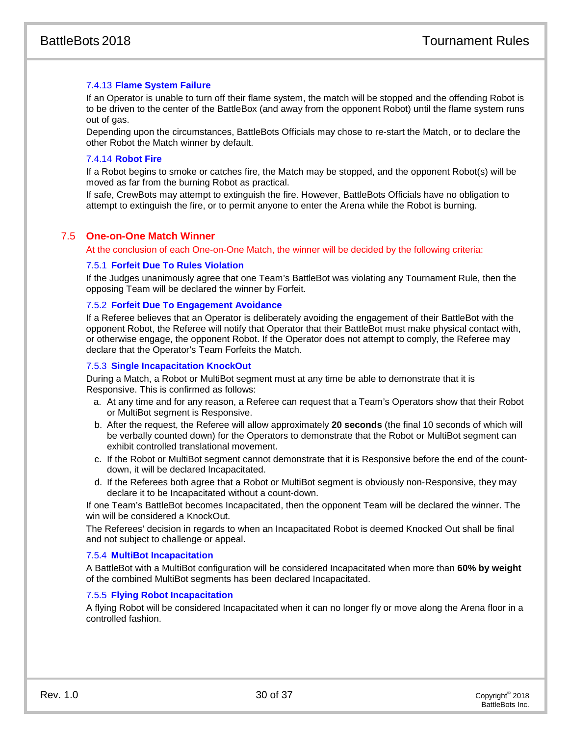#### 7.4.13 Flame System Failure

If an Operator is unable to turn off their flame system, the match will be stopped and the offending Robot is to be driven to the center of the BattleBox (and away from the opponent Robot) until the flame system runs out of gas.

Depending upon the circumstances, BattleBots Officials may chose to re-start the Match, or to declare the other Robot the Match winner by default.

#### 7.4.14 Robot Fire

If a Robot begins to smoke or catches fire, the Match may be stopped, and the opponent Robot(s) will be moved as far from the burning Robot as practical.

If safe, CrewBots may attempt to extinguish the fire. However, BattleBots Officials have no obligation to attempt to extinguish the fire, or to permit anyone to enter the Arena while the Robot is burning.

### 7.5 One-on-One Match Winner

At the conclusion of each One-on-One Match, the winner will be decided by the following criteria:

#### 7.5.1 Forfeit Due To Rules Violation

If the Judges unanimously agree that one Team's BattleBot was violating any Tournament Rule, then the opposing Team will be declared the winner by Forfeit.

#### 7.5.2 Forfeit Due To Engagement Avoidance

If a Referee believes that an Operator is deliberately avoiding the engagement of their BattleBot with the opponent Robot, the Referee will notify that Operator that their BattleBot must make physical contact with, or otherwise engage, the opponent Robot. If the Operator does not attempt to comply, the Referee may declare that the Operator's Team Forfeits the Match.

#### 7.5.3 Single Incapacitation KnockOut

During a Match, a Robot or MultiBot segment must at any time be able to demonstrate that it is Responsive. This is confirmed as follows:

a. At any time and for any reason, a Referee can request that a Team's Operators show that their Robot or MultiBot segment is Responsive.
b. After the request, the Referee will allow approximately **20 seconds** (the final 10 seconds of which will be verbally counted down) for the Operators to demonstrate that the Robot or MultiBot segment can exhibit controlled translational movement.
c. If the Robot or MultiBot segment cannot demonstrate that it is Responsive before the end of the count-down, it will be declared Incapacitated.
d. If the Referees both agree that a Robot or MultiBot segment is obviously non-Responsive, they may declare it to be Incapacitated without a count-down.

If one Team's BattleBot becomes Incapacitated, then the opponent Team will be declared the winner. The win will be considered a KnockOut.

The Referees' decision in regards to when an Incapacitated Robot is deemed Knocked Out shall be final and not subject to challenge or appeal.

#### 7.5.4 MultiBot Incapacitation

A BattleBot with a MultiBot configuration will be considered Incapacitated when more than **60% by weight** of the combined MultiBot segments has been declared Incapacitated.

#### 7.5.5 Flying Robot Incapacitation

A flying Robot will be considered Incapacitated when it can no longer fly or move along the Arena floor in a controlled fashion.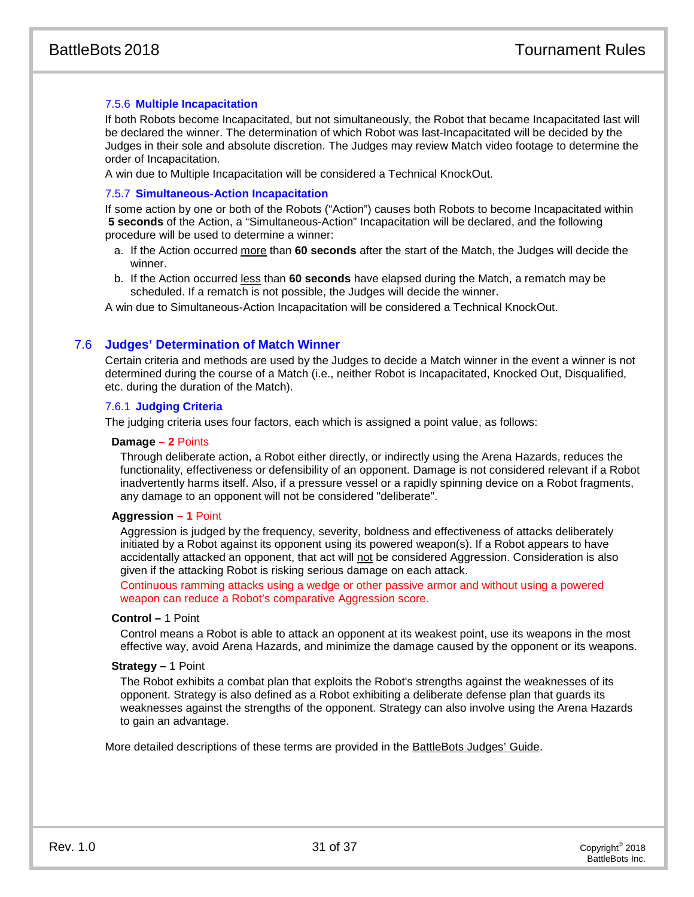#### 7.5.6 Multiple Incapacitation

If both Robots become Incapacitated, but not simultaneously, the Robot that became Incapacitated last will be declared the winner. The determination of which Robot was last-Incapacitated will be decided by the Judges in their sole and absolute discretion. The Judges may review Match video footage to determine the order of Incapacitation.

A win due to Multiple Incapacitation will be considered a Technical KnockOut.

#### 7.5.7 Simultaneous-Action Incapacitation

If some action by one or both of the Robots ("Action") causes both Robots to become Incapacitated within **5 seconds** of the Action, a "Simultaneous-Action" Incapacitation will be declared, and the following procedure will be used to determine a winner:

a. If the Action occurred more than **60 seconds** after the start of the Match, the Judges will decide the winner.

b. If the Action occurred less than **60 seconds** have elapsed during the Match, a rematch may be scheduled. If a rematch is not possible, the Judges will decide the winner.

A win due to Simultaneous-Action Incapacitation will be considered a Technical KnockOut.

### 7.6 Judges' Determination of Match Winner

Certain criteria and methods are used by the Judges to decide a Match winner in the event a winner is not determined during the course of a Match (i.e., neither Robot is Incapacitated, Knocked Out, Disqualified, etc. during the duration of the Match).

#### 7.6.1 Judging Criteria

The judging criteria uses four factors, each which is assigned a point value, as follows:

**Damage – 2** Points

Through deliberate action, a Robot either directly, or indirectly using the Arena Hazards, reduces the functionality, effectiveness or defensibility of an opponent. Damage is not considered relevant if a Robot inadvertently harms itself. Also, if a pressure vessel or a rapidly spinning device on a Robot fragments, any damage to an opponent will not be considered "deliberate".

**Aggression – 1** Point

Aggression is judged by the frequency, severity, boldness and effectiveness of attacks deliberately initiated by a Robot against its opponent using its powered weapon(s). If a Robot appears to have accidentally attacked an opponent, that act will not be considered Aggression. Consideration is also given if the attacking Robot is risking serious damage on each attack.

Continuous ramming attacks using a wedge or other passive armor and without using a powered weapon can reduce a Robot's comparative Aggression score.

**Control –** 1 Point

Control means a Robot is able to attack an opponent at its weakest point, use its weapons in the most effective way, avoid Arena Hazards, and minimize the damage caused by the opponent or its weapons.

**Strategy –** 1 Point

The Robot exhibits a combat plan that exploits the Robot's strengths against the weaknesses of its opponent. Strategy is also defined as a Robot exhibiting a deliberate defense plan that guards its weaknesses against the strengths of the opponent. Strategy can also involve using the Arena Hazards to gain an advantage.

More detailed descriptions of these terms are provided in the BattleBots Judges' Guide.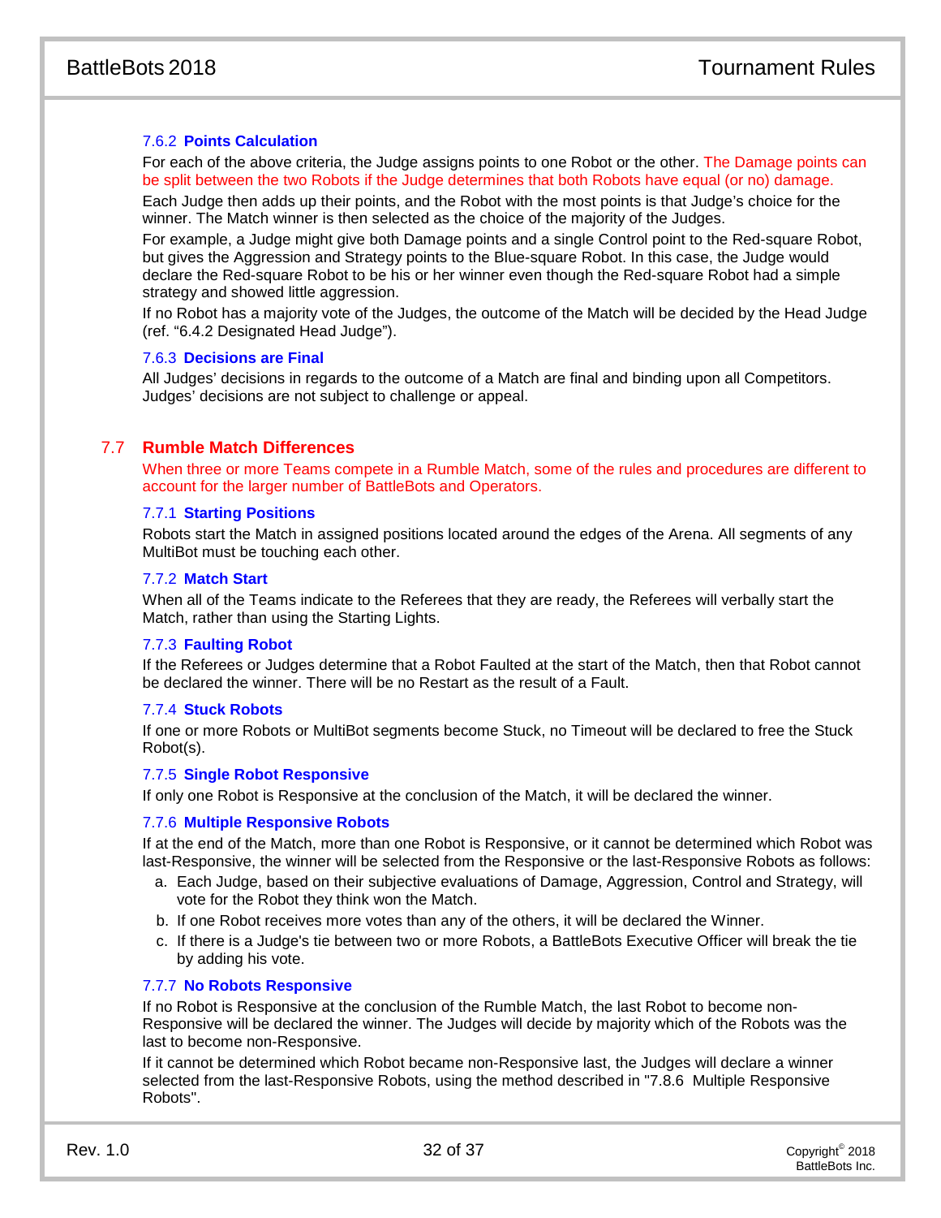#### 7.6.2 Points Calculation

For each of the above criteria, the Judge assigns points to one Robot or the other. The Damage points can be split between the two Robots if the Judge determines that both Robots have equal (or no) damage.

Each Judge then adds up their points, and the Robot with the most points is that Judge's choice for the winner. The Match winner is then selected as the choice of the majority of the Judges.

For example, a Judge might give both Damage points and a single Control point to the Red-square Robot, but gives the Aggression and Strategy points to the Blue-square Robot. In this case, the Judge would declare the Red-square Robot to be his or her winner even though the Red-square Robot had a simple strategy and showed little aggression.

If no Robot has a majority vote of the Judges, the outcome of the Match will be decided by the Head Judge (ref. "6.4.2 Designated Head Judge").

#### 7.6.3 Decisions are Final

All Judges' decisions in regards to the outcome of a Match are final and binding upon all Competitors. Judges' decisions are not subject to challenge or appeal.

### 7.7 Rumble Match Differences

When three or more Teams compete in a Rumble Match, some of the rules and procedures are different to account for the larger number of BattleBots and Operators.

#### 7.7.1 Starting Positions

Robots start the Match in assigned positions located around the edges of the Arena. All segments of any MultiBot must be touching each other.

#### 7.7.2 Match Start

When all of the Teams indicate to the Referees that they are ready, the Referees will verbally start the Match, rather than using the Starting Lights.

#### 7.7.3 Faulting Robot

If the Referees or Judges determine that a Robot Faulted at the start of the Match, then that Robot cannot be declared the winner. There will be no Restart as the result of a Fault.

#### 7.7.4 Stuck Robots

If one or more Robots or MultiBot segments become Stuck, no Timeout will be declared to free the Stuck Robot(s).

#### 7.7.5 Single Robot Responsive

If only one Robot is Responsive at the conclusion of the Match, it will be declared the winner.

#### 7.7.6 Multiple Responsive Robots

If at the end of the Match, more than one Robot is Responsive, or it cannot be determined which Robot was last-Responsive, the winner will be selected from the Responsive or the last-Responsive Robots as follows:

a. Each Judge, based on their subjective evaluations of Damage, Aggression, Control and Strategy, will vote for the Robot they think won the Match.
b. If one Robot receives more votes than any of the others, it will be declared the Winner.
c. If there is a Judge's tie between two or more Robots, a BattleBots Executive Officer will break the tie by adding his vote.

#### 7.7.7 No Robots Responsive

If no Robot is Responsive at the conclusion of the Rumble Match, the last Robot to become non-Responsive will be declared the winner. The Judges will decide by majority which of the Robots was the last to become non-Responsive.

If it cannot be determined which Robot became non-Responsive last, the Judges will declare a winner selected from the last-Responsive Robots, using the method described in "7.8.6 Multiple Responsive Robots".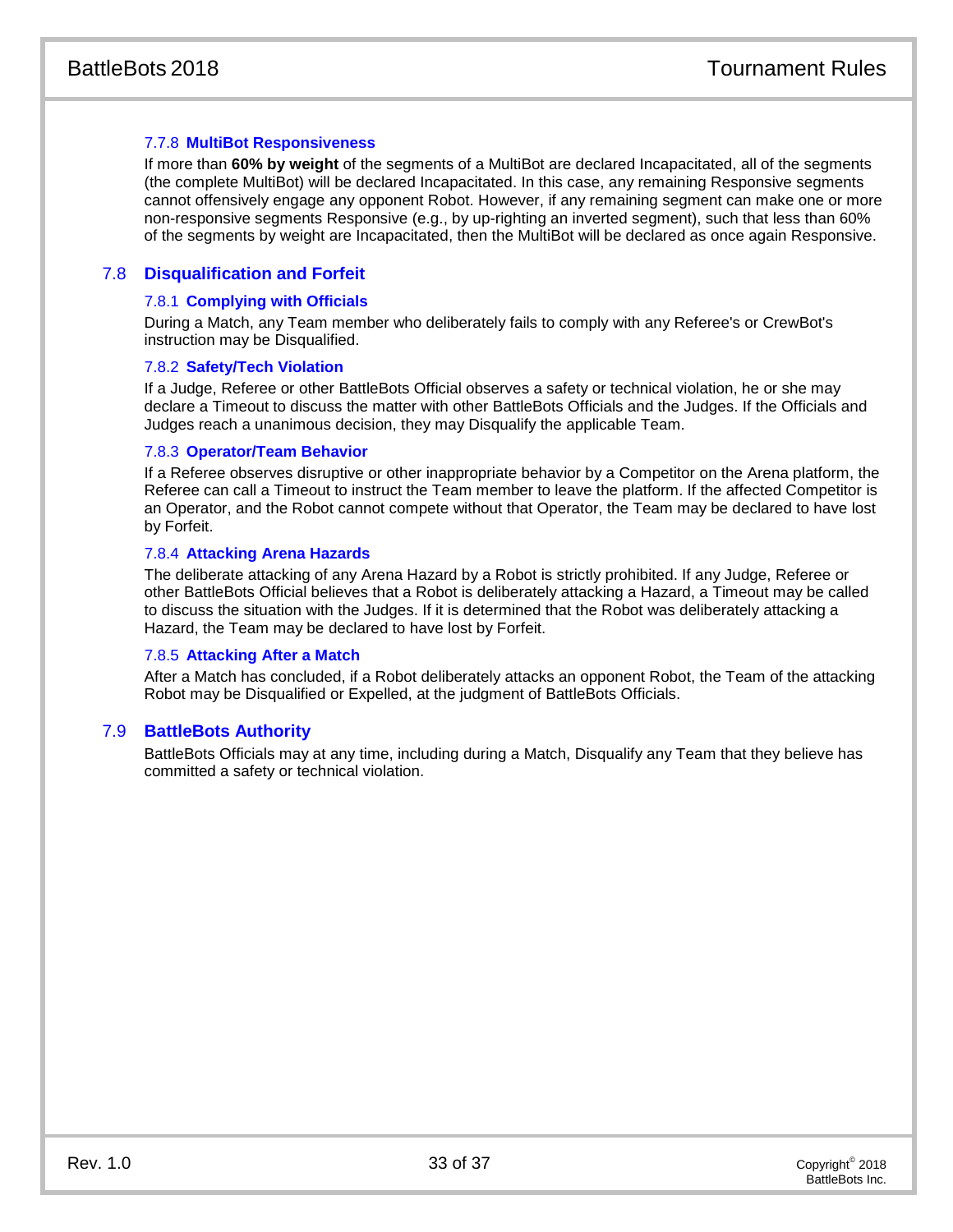#### 7.7.8 MultiBot Responsiveness

If more than **60% by weight** of the segments of a MultiBot are declared Incapacitated, all of the segments (the complete MultiBot) will be declared Incapacitated. In this case, any remaining Responsive segments cannot offensively engage any opponent Robot. However, if any remaining segment can make one or more non-responsive segments Responsive (e.g., by up-righting an inverted segment), such that less than 60% of the segments by weight are Incapacitated, then the MultiBot will be declared as once again Responsive.

### 7.8 Disqualification and Forfeit

#### 7.8.1 Complying with Officials

During a Match, any Team member who deliberately fails to comply with any Referee's or CrewBot's instruction may be Disqualified.

#### 7.8.2 Safety/Tech Violation

If a Judge, Referee or other BattleBots Official observes a safety or technical violation, he or she may declare a Timeout to discuss the matter with other BattleBots Officials and the Judges. If the Officials and Judges reach a unanimous decision, they may Disqualify the applicable Team.

#### 7.8.3 Operator/Team Behavior

If a Referee observes disruptive or other inappropriate behavior by a Competitor on the Arena platform, the Referee can call a Timeout to instruct the Team member to leave the platform. If the affected Competitor is an Operator, and the Robot cannot compete without that Operator, the Team may be declared to have lost by Forfeit.

#### 7.8.4 Attacking Arena Hazards

The deliberate attacking of any Arena Hazard by a Robot is strictly prohibited. If any Judge, Referee or other BattleBots Official believes that a Robot is deliberately attacking a Hazard, a Timeout may be called to discuss the situation with the Judges. If it is determined that the Robot was deliberately attacking a Hazard, the Team may be declared to have lost by Forfeit.

#### 7.8.5 Attacking After a Match

After a Match has concluded, if a Robot deliberately attacks an opponent Robot, the Team of the attacking Robot may be Disqualified or Expelled, at the judgment of BattleBots Officials.

### 7.9 BattleBots Authority

BattleBots Officials may at any time, including during a Match, Disqualify any Team that they believe has committed a safety or technical violation.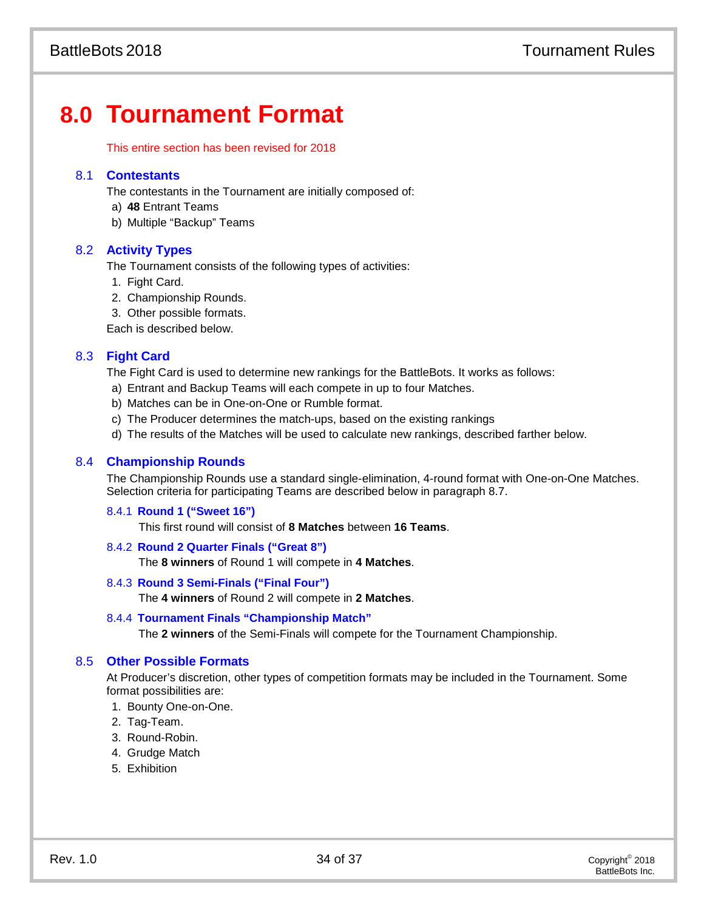# 8.0 Tournament Format

This entire section has been revised for 2018

## 8.1 Contestants

The contestants in the Tournament are initially composed of:

a) **48** Entrant Teams
b) Multiple "Backup" Teams

## 8.2 Activity Types

The Tournament consists of the following types of activities:

1. Fight Card.
2. Championship Rounds.
3. Other possible formats.

Each is described below.

## 8.3 Fight Card

The Fight Card is used to determine new rankings for the BattleBots. It works as follows:

a) Entrant and Backup Teams will each compete in up to four Matches.
b) Matches can be in One-on-One or Rumble format.
c) The Producer determines the match-ups, based on the existing rankings
d) The results of the Matches will be used to calculate new rankings, described farther below.

## 8.4 Championship Rounds

The Championship Rounds use a standard single-elimination, 4-round format with One-on-One Matches. Selection criteria for participating Teams are described below in paragraph 8.7.

### 8.4.1 Round 1 ("Sweet 16")

This first round will consist of **8 Matches** between **16 Teams**.

### 8.4.2 Round 2 Quarter Finals ("Great 8")

The **8 winners** of Round 1 will compete in **4 Matches**.

### 8.4.3 Round 3 Semi-Finals ("Final Four")

The **4 winners** of Round 2 will compete in **2 Matches**.

### 8.4.4 Tournament Finals "Championship Match"

The **2 winners** of the Semi-Finals will compete for the Tournament Championship.

## 8.5 Other Possible Formats

At Producer's discretion, other types of competition formats may be included in the Tournament. Some format possibilities are:

1. Bounty One-on-One.
2. Tag-Team.
3. Round-Robin.
4. Grudge Match
5. Exhibition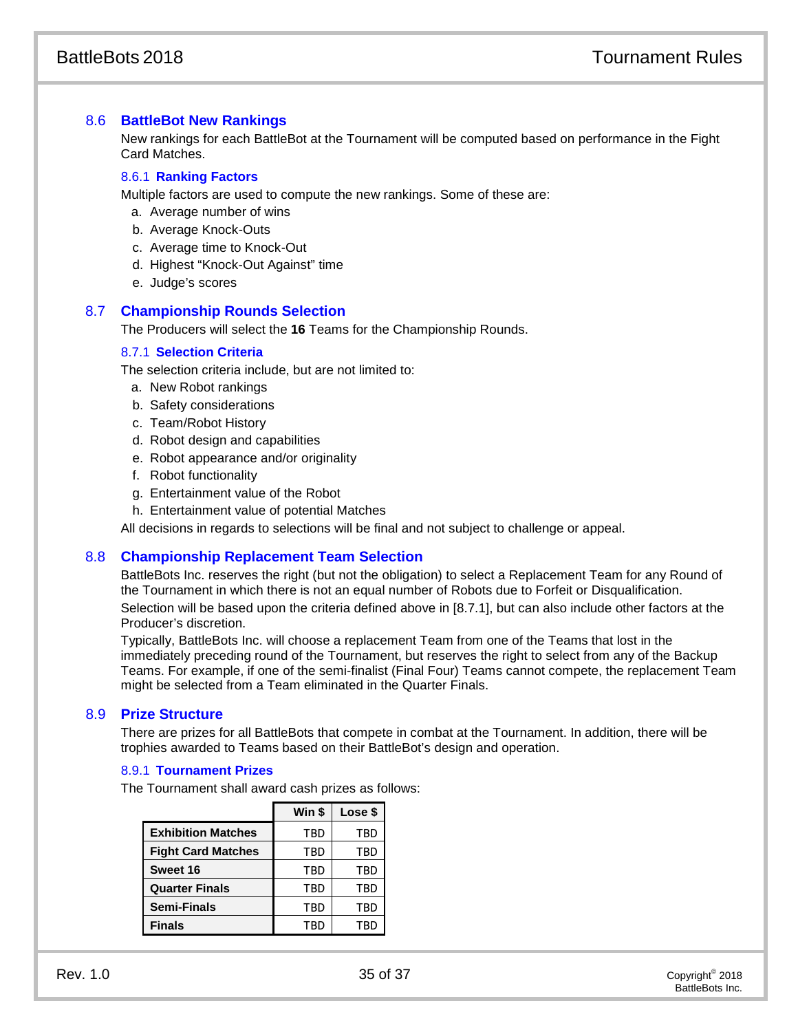## 8.6 BattleBot New Rankings

New rankings for each BattleBot at the Tournament will be computed based on performance in the Fight Card Matches.

### 8.6.1 Ranking Factors

Multiple factors are used to compute the new rankings. Some of these are:

a. Average number of wins
b. Average Knock-Outs
c. Average time to Knock-Out
d. Highest "Knock-Out Against" time
e. Judge's scores

## 8.7 Championship Rounds Selection

The Producers will select the **16** Teams for the Championship Rounds.

### 8.7.1 Selection Criteria

The selection criteria include, but are not limited to:

a. New Robot rankings
b. Safety considerations
c. Team/Robot History
d. Robot design and capabilities
e. Robot appearance and/or originality
f. Robot functionality
g. Entertainment value of the Robot
h. Entertainment value of potential Matches

All decisions in regards to selections will be final and not subject to challenge or appeal.

## 8.8 Championship Replacement Team Selection

BattleBots Inc. reserves the right (but not the obligation) to select a Replacement Team for any Round of the Tournament in which there is not an equal number of Robots due to Forfeit or Disqualification.

Selection will be based upon the criteria defined above in [8.7.1], but can also include other factors at the Producer's discretion.

Typically, BattleBots Inc. will choose a replacement Team from one of the Teams that lost in the immediately preceding round of the Tournament, but reserves the right to select from any of the Backup Teams. For example, if one of the semi-finalist (Final Four) Teams cannot compete, the replacement Team might be selected from a Team eliminated in the Quarter Finals.

## 8.9 Prize Structure

There are prizes for all BattleBots that compete in combat at the Tournament. In addition, there will be trophies awarded to Teams based on their BattleBot's design and operation.

### 8.9.1 Tournament Prizes

The Tournament shall award cash prizes as follows:

| | Win $ | Lose $ |
|---|---|---|
| **Exhibition Matches** | TBD | TBD |
| **Fight Card Matches** | TBD | TBD |
| **Sweet 16** | TBD | TBD |
| **Quarter Finals** | TBD | TBD |
| **Semi-Finals** | TBD | TBD |
| **Finals** | TBD | TBD |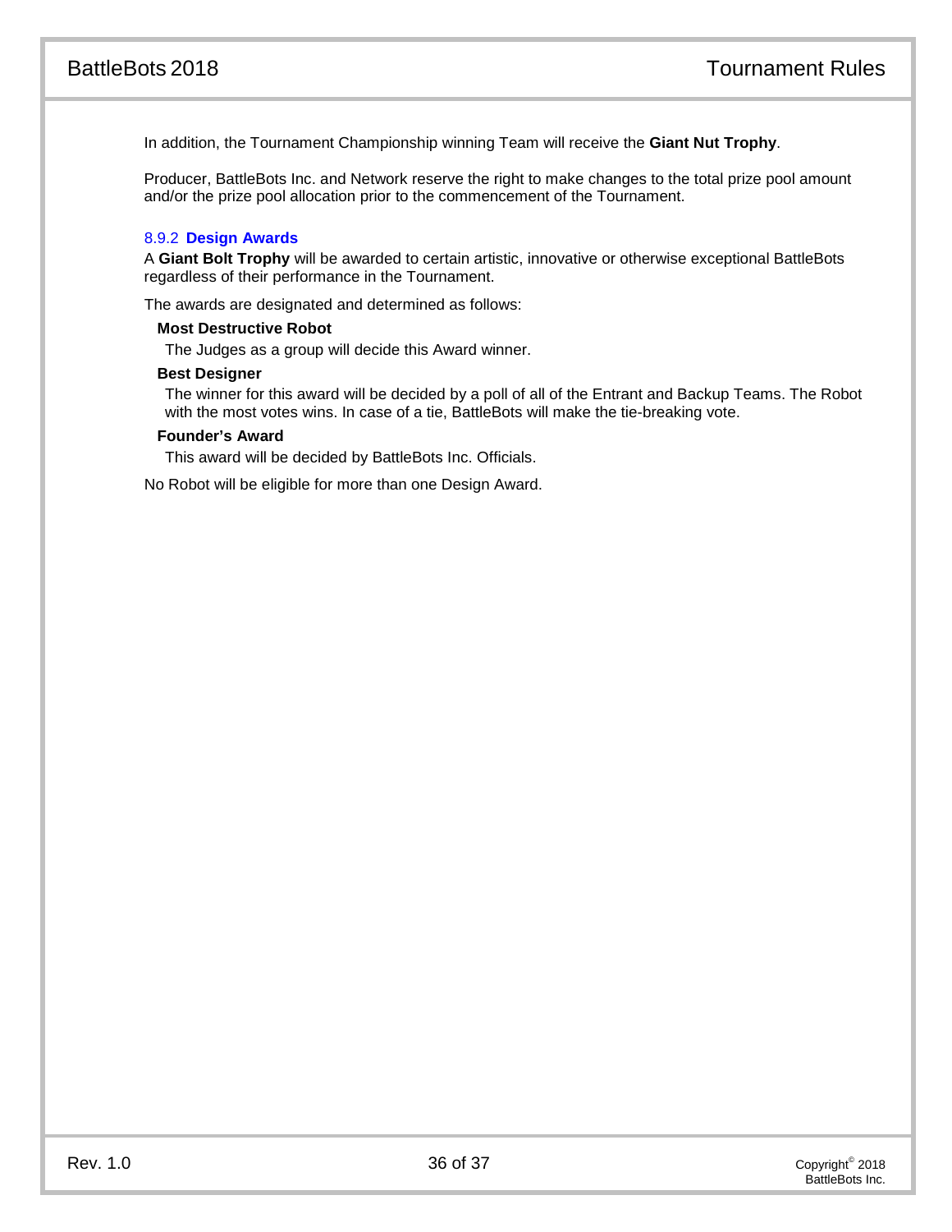In addition, the Tournament Championship winning Team will receive the **Giant Nut Trophy**.

Producer, BattleBots Inc. and Network reserve the right to make changes to the total prize pool amount and/or the prize pool allocation prior to the commencement of the Tournament.

### 8.9.2 Design Awards

A **Giant Bolt Trophy** will be awarded to certain artistic, innovative or otherwise exceptional BattleBots regardless of their performance in the Tournament.

The awards are designated and determined as follows:

**Most Destructive Robot**

The Judges as a group will decide this Award winner.

**Best Designer**

The winner for this award will be decided by a poll of all of the Entrant and Backup Teams. The Robot with the most votes wins. In case of a tie, BattleBots will make the tie-breaking vote.

**Founder's Award**

This award will be decided by BattleBots Inc. Officials.

No Robot will be eligible for more than one Design Award.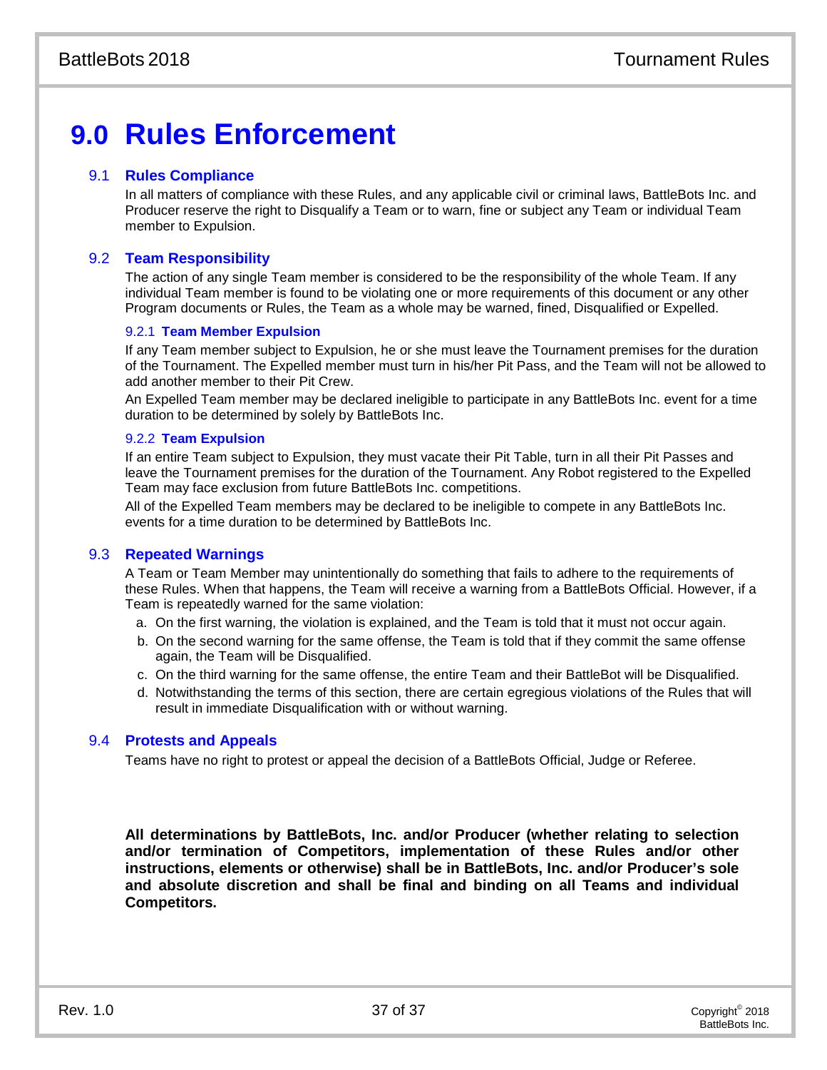# 9.0 Rules Enforcement

## 9.1 Rules Compliance

In all matters of compliance with these Rules, and any applicable civil or criminal laws, BattleBots Inc. and Producer reserve the right to Disqualify a Team or to warn, fine or subject any Team or individual Team member to Expulsion.

## 9.2 Team Responsibility

The action of any single Team member is considered to be the responsibility of the whole Team. If any individual Team member is found to be violating one or more requirements of this document or any other Program documents or Rules, the Team as a whole may be warned, fined, Disqualified or Expelled.

### 9.2.1 Team Member Expulsion

If any Team member subject to Expulsion, he or she must leave the Tournament premises for the duration of the Tournament. The Expelled member must turn in his/her Pit Pass, and the Team will not be allowed to add another member to their Pit Crew.

An Expelled Team member may be declared ineligible to participate in any BattleBots Inc. event for a time duration to be determined by solely by BattleBots Inc.

### 9.2.2 Team Expulsion

If an entire Team subject to Expulsion, they must vacate their Pit Table, turn in all their Pit Passes and leave the Tournament premises for the duration of the Tournament. Any Robot registered to the Expelled Team may face exclusion from future BattleBots Inc. competitions.

All of the Expelled Team members may be declared to be ineligible to compete in any BattleBots Inc. events for a time duration to be determined by BattleBots Inc.

## 9.3 Repeated Warnings

A Team or Team Member may unintentionally do something that fails to adhere to the requirements of these Rules. When that happens, the Team will receive a warning from a BattleBots Official. However, if a Team is repeatedly warned for the same violation:

a. On the first warning, the violation is explained, and the Team is told that it must not occur again.
b. On the second warning for the same offense, the Team is told that if they commit the same offense again, the Team will be Disqualified.
c. On the third warning for the same offense, the entire Team and their BattleBot will be Disqualified.
d. Notwithstanding the terms of this section, there are certain egregious violations of the Rules that will result in immediate Disqualification with or without warning.

## 9.4 Protests and Appeals

Teams have no right to protest or appeal the decision of a BattleBots Official, Judge or Referee.

**All determinations by BattleBots, Inc. and/or Producer (whether relating to selection and/or termination of Competitors, implementation of these Rules and/or other instructions, elements or otherwise) shall be in BattleBots, Inc. and/or Producer's sole and absolute discretion and shall be final and binding on all Teams and individual Competitors.**